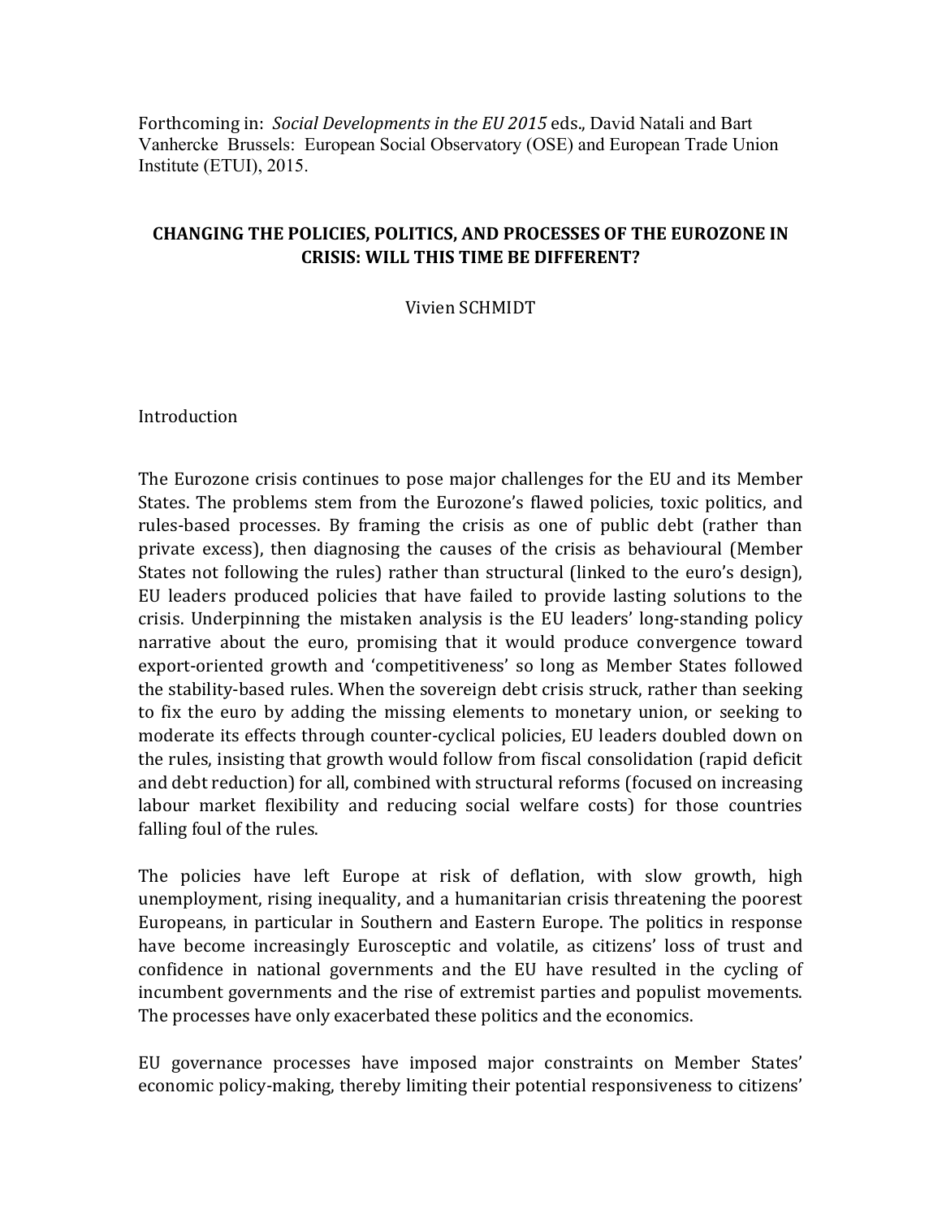Forthcoming in: *Social Developments in the EU 2015* eds., David Natali and Bart Vanhercke Brussels: European Social Observatory (OSE) and European Trade Union Institute (ETUI), 2015.

# CHANGING THE POLICIES, POLITICS, AND PROCESSES OF THE EUROZONE IN CRISIS: WILL THIS TIME BE DIFFERENT?

Vivien SCHMIDT

## Introduction

The Eurozone crisis continues to pose major challenges for the EU and its Member States. The problems stem from the Eurozone's flawed policies, toxic politics, and rules-based processes. By framing the crisis as one of public debt (rather than private excess), then diagnosing the causes of the crisis as behavioural (Member States not following the rules) rather than structural (linked to the euro's design), EU leaders produced policies that have failed to provide lasting solutions to the crisis. Underpinning the mistaken analysis is the EU leaders' long-standing policy narrative about the euro, promising that it would produce convergence toward export-oriented growth and 'competitiveness' so long as Member States followed the stability-based rules. When the sovereign debt crisis struck, rather than seeking to fix the euro by adding the missing elements to monetary union, or seeking to moderate its effects through counter-cyclical policies, EU leaders doubled down on the rules, insisting that growth would follow from fiscal consolidation (rapid deficit and debt reduction) for all, combined with structural reforms (focused on increasing labour market flexibility and reducing social welfare costs) for those countries falling foul of the rules.

The policies have left Europe at risk of deflation, with slow growth, high unemployment, rising inequality, and a humanitarian crisis threatening the poorest Europeans, in particular in Southern and Eastern Europe. The politics in response have become increasingly Eurosceptic and volatile, as citizens' loss of trust and confidence in national governments and the EU have resulted in the cycling of incumbent governments and the rise of extremist parties and populist movements. The processes have only exacerbated these politics and the economics.

EU governance processes have imposed major constraints on Member States' economic policy-making, thereby limiting their potential responsiveness to citizens'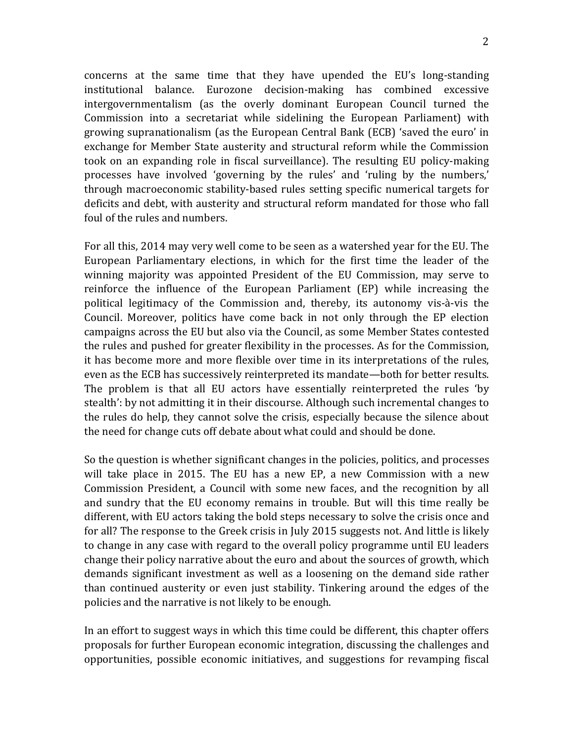concerns at the same time that they have upended the EU's long-standing institutional balance. Eurozone decision-making has combined excessive intergovernmentalism (as the overly dominant European Council turned the Commission into a secretariat while sidelining the European Parliament) with growing supranationalism (as the European Central Bank (ECB) 'saved the euro' in exchange for Member State austerity and structural reform while the Commission took on an expanding role in fiscal surveillance). The resulting EU policy-making processes have involved 'governing by the rules' and 'ruling by the numbers,' through macroeconomic stability-based rules setting specific numerical targets for deficits and debt, with austerity and structural reform mandated for those who fall foul of the rules and numbers.

For all this, 2014 may very well come to be seen as a watershed year for the EU. The European Parliamentary elections, in which for the first time the leader of the winning majority was appointed President of the EU Commission, may serve to reinforce the influence of the European Parliament (EP) while increasing the political legitimacy of the Commission and, thereby, its autonomy vis-à-vis the Council. Moreover, politics have come back in not only through the EP election campaigns across the EU but also via the Council, as some Member States contested the rules and pushed for greater flexibility in the processes. As for the Commission, it has become more and more flexible over time in its interpretations of the rules, even as the ECB has successively reinterpreted its mandate—both for better results. The problem is that all EU actors have essentially reinterpreted the rules 'by stealth': by not admitting it in their discourse. Although such incremental changes to the rules do help, they cannot solve the crisis, especially because the silence about the need for change cuts off debate about what could and should be done.

So the question is whether significant changes in the policies, politics, and processes will take place in 2015. The EU has a new EP, a new Commission with a new Commission President, a Council with some new faces, and the recognition by all and sundry that the EU economy remains in trouble. But will this time really be different, with EU actors taking the bold steps necessary to solve the crisis once and for all? The response to the Greek crisis in July 2015 suggests not. And little is likely to change in any case with regard to the overall policy programme until EU leaders change their policy narrative about the euro and about the sources of growth, which demands significant investment as well as a loosening on the demand side rather than continued austerity or even just stability. Tinkering around the edges of the policies and the narrative is not likely to be enough.

In an effort to suggest ways in which this time could be different, this chapter offers proposals for further European economic integration, discussing the challenges and opportunities, possible economic initiatives, and suggestions for revamping fiscal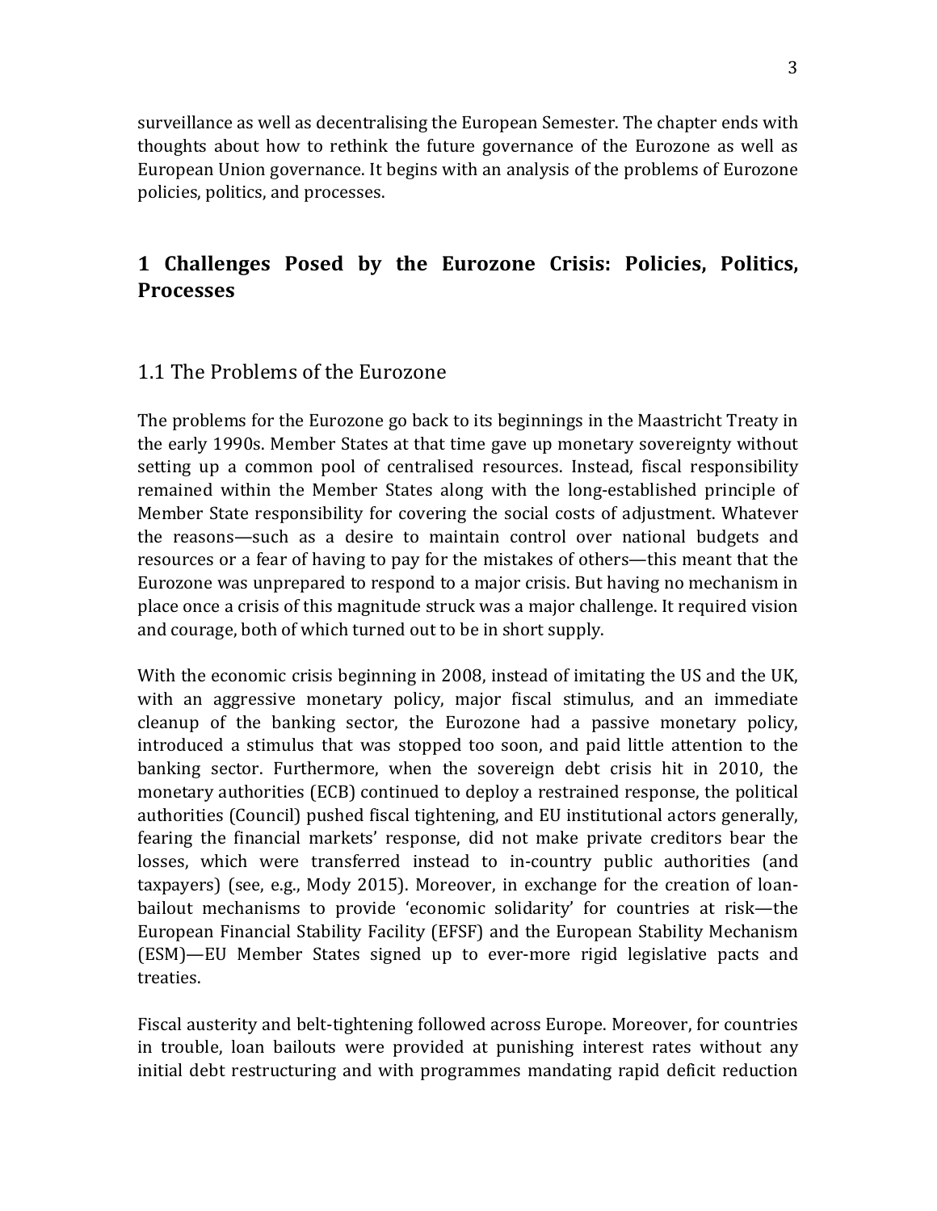surveillance as well as decentralising the European Semester. The chapter ends with thoughts about how to rethink the future governance of the Eurozone as well as European Union governance. It begins with an analysis of the problems of Eurozone policies, politics, and processes.

## 1 Challenges Posed by the Eurozone Crisis: Policies, Politics, Processes

### 1.1 The Problems of the Eurozone

The problems for the Eurozone go back to its beginnings in the Maastricht Treaty in the early 1990s. Member States at that time gave up monetary sovereignty without setting up a common pool of centralised resources. Instead, fiscal responsibility remained within the Member States along with the long-established principle of Member State responsibility for covering the social costs of adjustment. Whatever the reasons—such as a desire to maintain control over national budgets and resources or a fear of having to pay for the mistakes of others—this meant that the Eurozone was unprepared to respond to a major crisis. But having no mechanism in place once a crisis of this magnitude struck was a major challenge. It required vision and courage, both of which turned out to be in short supply.

With the economic crisis beginning in 2008, instead of imitating the US and the UK, with an aggressive monetary policy, major fiscal stimulus, and an immediate cleanup of the banking sector, the Eurozone had a passive monetary policy, introduced a stimulus that was stopped too soon, and paid little attention to the banking sector. Furthermore, when the sovereign debt crisis hit in 2010, the monetary authorities (ECB) continued to deploy a restrained response, the political authorities (Council) pushed fiscal tightening, and EU institutional actors generally, fearing the financial markets' response, did not make private creditors bear the losses, which were transferred instead to in-country public authorities (and taxpayers) (see, e.g., Mody 2015). Moreover, in exchange for the creation of loan-bailout mechanisms to provide 'economic solidarity' for countries at risk—the European Financial Stability Facility (EFSF) and the European Stability Mechanism (ESM)—EU Member States signed up to ever-more rigid legislative pacts and treaties.

Fiscal austerity and belt-tightening followed across Europe. Moreover, for countries in trouble, loan bailouts were provided at punishing interest rates without any initial debt restructuring and with programmes mandating rapid deficit reduction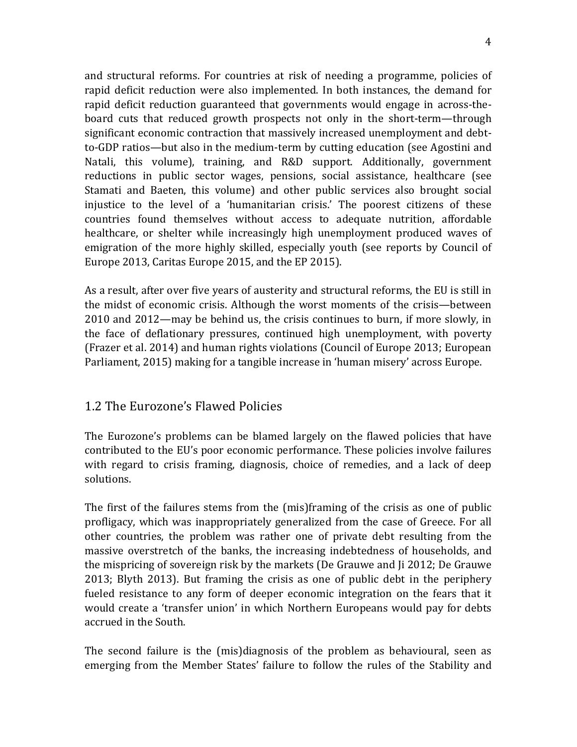and structural reforms. For countries at risk of needing a programme, policies of rapid deficit reduction were also implemented. In both instances, the demand for rapid deficit reduction guaranteed that governments would engage in across-the-board cuts that reduced growth prospects not only in the short-term—through significant economic contraction that massively increased unemployment and debt-to-GDP ratios—but also in the medium-term by cutting education (see Agostini and Natali, this volume), training, and R&D support. Additionally, government reductions in public sector wages, pensions, social assistance, healthcare (see Stamati and Baeten, this volume) and other public services also brought social injustice to the level of a 'humanitarian crisis.' The poorest citizens of these countries found themselves without access to adequate nutrition, affordable healthcare, or shelter while increasingly high unemployment produced waves of emigration of the more highly skilled, especially youth (see reports by Council of Europe 2013, Caritas Europe 2015, and the EP 2015).

As a result, after over five years of austerity and structural reforms, the EU is still in the midst of economic crisis. Although the worst moments of the crisis—between 2010 and 2012—may be behind us, the crisis continues to burn, if more slowly, in the face of deflationary pressures, continued high unemployment, with poverty (Frazer et al. 2014) and human rights violations (Council of Europe 2013; European Parliament, 2015) making for a tangible increase in 'human misery' across Europe.

## 1.2 The Eurozone's Flawed Policies

The Eurozone's problems can be blamed largely on the flawed policies that have contributed to the EU's poor economic performance. These policies involve failures with regard to crisis framing, diagnosis, choice of remedies, and a lack of deep solutions.

The first of the failures stems from the (mis)framing of the crisis as one of public profligacy, which was inappropriately generalized from the case of Greece. For all other countries, the problem was rather one of private debt resulting from the massive overstretch of the banks, the increasing indebtedness of households, and the mispricing of sovereign risk by the markets (De Grauwe and Ji 2012; De Grauwe 2013; Blyth 2013). But framing the crisis as one of public debt in the periphery fueled resistance to any form of deeper economic integration on the fears that it would create a 'transfer union' in which Northern Europeans would pay for debts accrued in the South.

The second failure is the (mis)diagnosis of the problem as behavioural, seen as emerging from the Member States' failure to follow the rules of the Stability and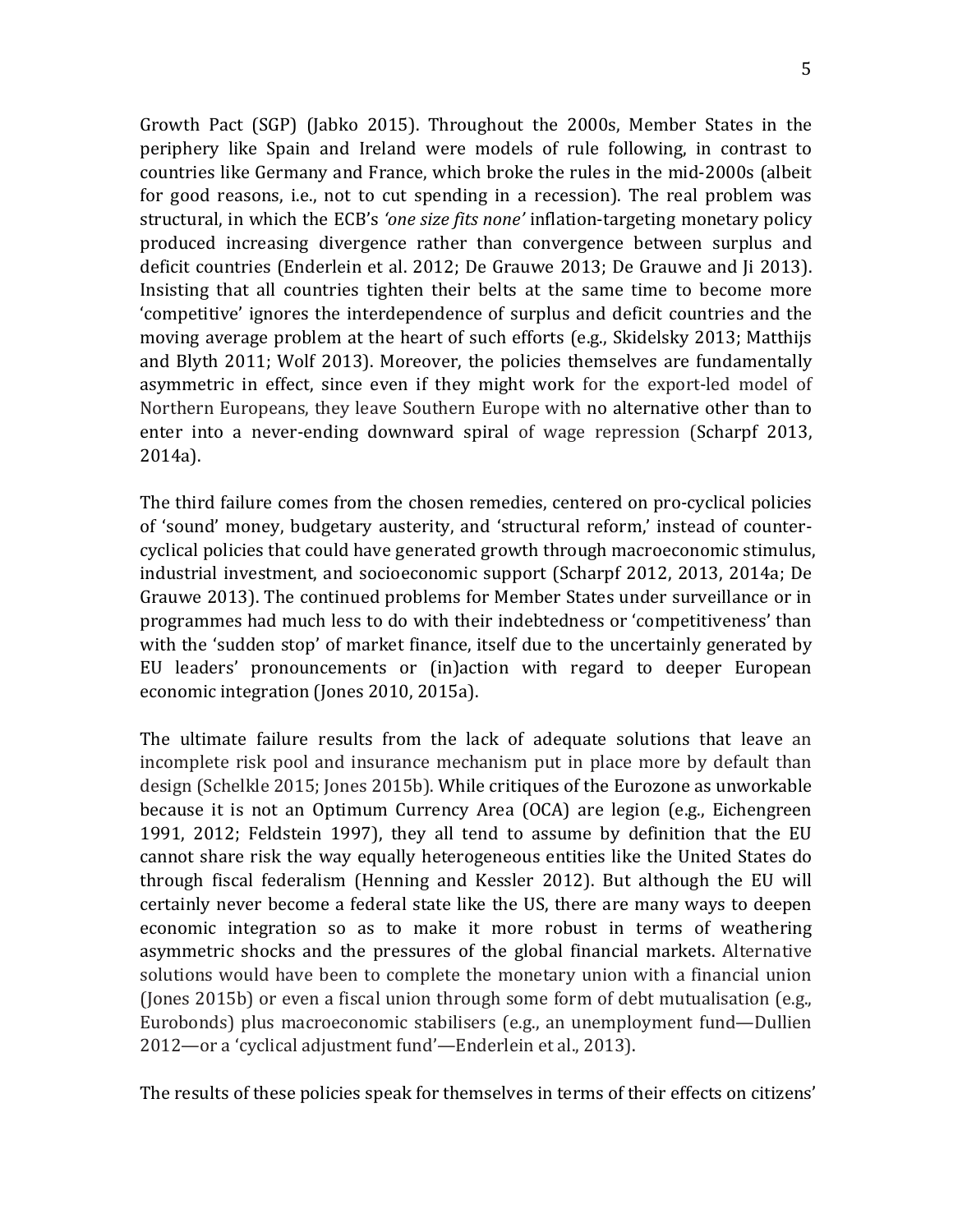Growth Pact (SGP) (Jabko 2015). Throughout the 2000s, Member States in the periphery like Spain and Ireland were models of rule following, in contrast to countries like Germany and France, which broke the rules in the mid-2000s (albeit for good reasons, i.e., not to cut spending in a recession). The real problem was structural, in which the ECB's *'one size fits none'* inflation-targeting monetary policy produced increasing divergence rather than convergence between surplus and deficit countries (Enderlein et al. 2012; De Grauwe 2013; De Grauwe and Ji 2013). Insisting that all countries tighten their belts at the same time to become more 'competitive' ignores the interdependence of surplus and deficit countries and the moving average problem at the heart of such efforts (e.g., Skidelsky 2013; Matthijs and Blyth 2011; Wolf 2013). Moreover, the policies themselves are fundamentally asymmetric in effect, since even if they might work for the export-led model of Northern Europeans, they leave Southern Europe with no alternative other than to enter into a never-ending downward spiral of wage repression (Scharpf 2013, 2014a).

The third failure comes from the chosen remedies, centered on pro-cyclical policies of 'sound' money, budgetary austerity, and 'structural reform,' instead of counter-cyclical policies that could have generated growth through macroeconomic stimulus, industrial investment, and socioeconomic support (Scharpf 2012, 2013, 2014a; De Grauwe 2013). The continued problems for Member States under surveillance or in programmes had much less to do with their indebtedness or 'competitiveness' than with the 'sudden stop' of market finance, itself due to the uncertainly generated by EU leaders' pronouncements or (in)action with regard to deeper European economic integration (Jones 2010, 2015a).

The ultimate failure results from the lack of adequate solutions that leave an incomplete risk pool and insurance mechanism put in place more by default than design (Schelkle 2015; Jones 2015b). While critiques of the Eurozone as unworkable because it is not an Optimum Currency Area (OCA) are legion (e.g., Eichengreen 1991, 2012; Feldstein 1997), they all tend to assume by definition that the EU cannot share risk the way equally heterogeneous entities like the United States do through fiscal federalism (Henning and Kessler 2012). But although the EU will certainly never become a federal state like the US, there are many ways to deepen economic integration so as to make it more robust in terms of weathering asymmetric shocks and the pressures of the global financial markets. Alternative solutions would have been to complete the monetary union with a financial union (Jones 2015b) or even a fiscal union through some form of debt mutualisation (e.g., Eurobonds) plus macroeconomic stabilisers (e.g., an unemployment fund—Dullien 2012—or a 'cyclical adjustment fund'—Enderlein et al., 2013).

The results of these policies speak for themselves in terms of their effects on citizens'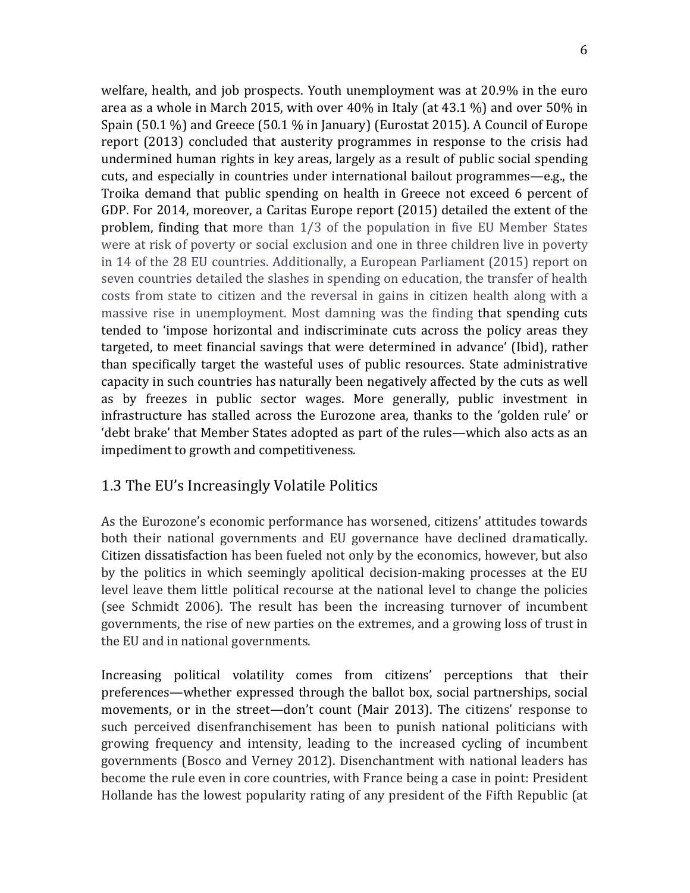welfare, health, and job prospects. Youth unemployment was at 20.9% in the euro area as a whole in March 2015, with over 40% in Italy (at 43.1 %) and over 50% in Spain (50.1 %) and Greece (50.1 % in January) (Eurostat 2015). A Council of Europe report (2013) concluded that austerity programmes in response to the crisis had undermined human rights in key areas, largely as a result of public social spending cuts, and especially in countries under international bailout programmes—e.g., the Troika demand that public spending on health in Greece not exceed 6 percent of GDP. For 2014, moreover, a Caritas Europe report (2015) detailed the extent of the problem, finding that more than 1/3 of the population in five EU Member States were at risk of poverty or social exclusion and one in three children live in poverty in 14 of the 28 EU countries. Additionally, a European Parliament (2015) report on seven countries detailed the slashes in spending on education, the transfer of health costs from state to citizen and the reversal in gains in citizen health along with a massive rise in unemployment. Most damning was the finding that spending cuts tended to 'impose horizontal and indiscriminate cuts across the policy areas they targeted, to meet financial savings that were determined in advance' (Ibid), rather than specifically target the wasteful uses of public resources. State administrative capacity in such countries has naturally been negatively affected by the cuts as well as by freezes in public sector wages. More generally, public investment in infrastructure has stalled across the Eurozone area, thanks to the 'golden rule' or 'debt brake' that Member States adopted as part of the rules—which also acts as an impediment to growth and competitiveness.

## 1.3 The EU's Increasingly Volatile Politics

As the Eurozone's economic performance has worsened, citizens' attitudes towards both their national governments and EU governance have declined dramatically. Citizen dissatisfaction has been fueled not only by the economics, however, but also by the politics in which seemingly apolitical decision-making processes at the EU level leave them little political recourse at the national level to change the policies (see Schmidt 2006). The result has been the increasing turnover of incumbent governments, the rise of new parties on the extremes, and a growing loss of trust in the EU and in national governments.

Increasing political volatility comes from citizens' perceptions that their preferences—whether expressed through the ballot box, social partnerships, social movements, or in the street—don't count (Mair 2013). The citizens' response to such perceived disenfranchisement has been to punish national politicians with growing frequency and intensity, leading to the increased cycling of incumbent governments (Bosco and Verney 2012). Disenchantment with national leaders has become the rule even in core countries, with France being a case in point: President Hollande has the lowest popularity rating of any president of the Fifth Republic (at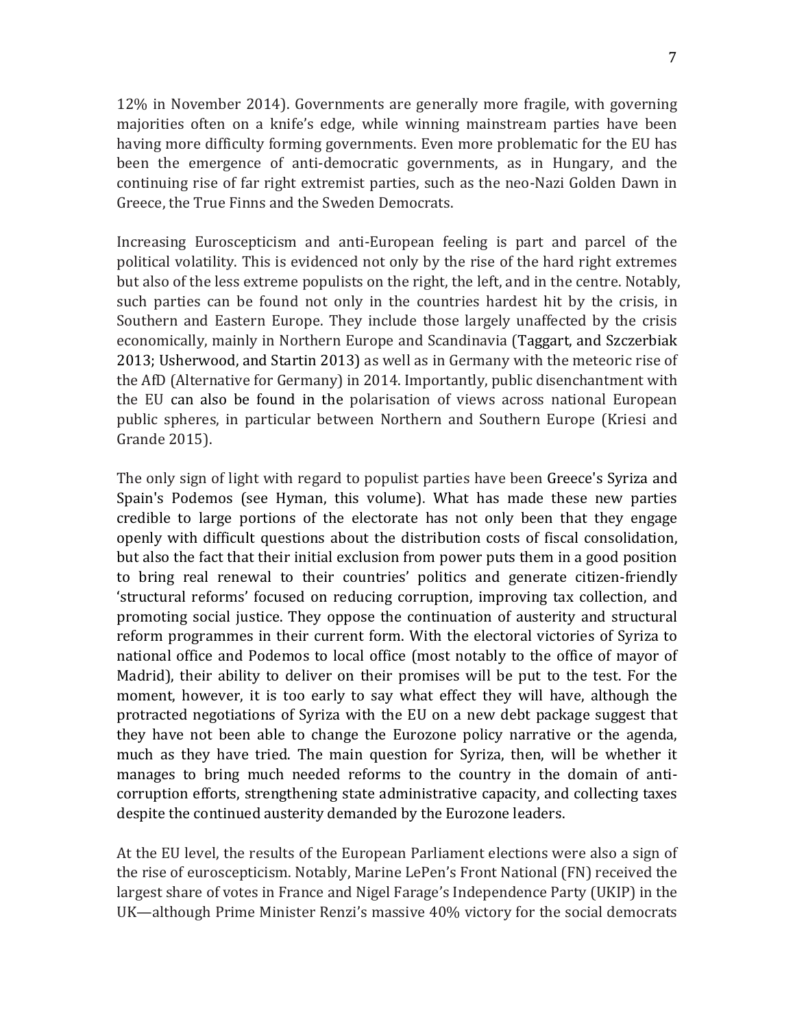12% in November 2014). Governments are generally more fragile, with governing majorities often on a knife's edge, while winning mainstream parties have been having more difficulty forming governments. Even more problematic for the EU has been the emergence of anti-democratic governments, as in Hungary, and the continuing rise of far right extremist parties, such as the neo-Nazi Golden Dawn in Greece, the True Finns and the Sweden Democrats.

Increasing Euroscepticism and anti-European feeling is part and parcel of the political volatility. This is evidenced not only by the rise of the hard right extremes but also of the less extreme populists on the right, the left, and in the centre. Notably, such parties can be found not only in the countries hardest hit by the crisis, in Southern and Eastern Europe. They include those largely unaffected by the crisis economically, mainly in Northern Europe and Scandinavia (Taggart, and Szczerbiak 2013; Usherwood, and Startin 2013) as well as in Germany with the meteoric rise of the AfD (Alternative for Germany) in 2014. Importantly, public disenchantment with the EU can also be found in the polarisation of views across national European public spheres, in particular between Northern and Southern Europe (Kriesi and Grande 2015).

The only sign of light with regard to populist parties have been Greece's Syriza and Spain's Podemos (see Hyman, this volume). What has made these new parties credible to large portions of the electorate has not only been that they engage openly with difficult questions about the distribution costs of fiscal consolidation, but also the fact that their initial exclusion from power puts them in a good position to bring real renewal to their countries' politics and generate citizen-friendly 'structural reforms' focused on reducing corruption, improving tax collection, and promoting social justice. They oppose the continuation of austerity and structural reform programmes in their current form. With the electoral victories of Syriza to national office and Podemos to local office (most notably to the office of mayor of Madrid), their ability to deliver on their promises will be put to the test. For the moment, however, it is too early to say what effect they will have, although the protracted negotiations of Syriza with the EU on a new debt package suggest that they have not been able to change the Eurozone policy narrative or the agenda, much as they have tried. The main question for Syriza, then, will be whether it manages to bring much needed reforms to the country in the domain of anti-corruption efforts, strengthening state administrative capacity, and collecting taxes despite the continued austerity demanded by the Eurozone leaders.

At the EU level, the results of the European Parliament elections were also a sign of the rise of euroscepticism. Notably, Marine LePen's Front National (FN) received the largest share of votes in France and Nigel Farage's Independence Party (UKIP) in the UK—although Prime Minister Renzi's massive 40% victory for the social democrats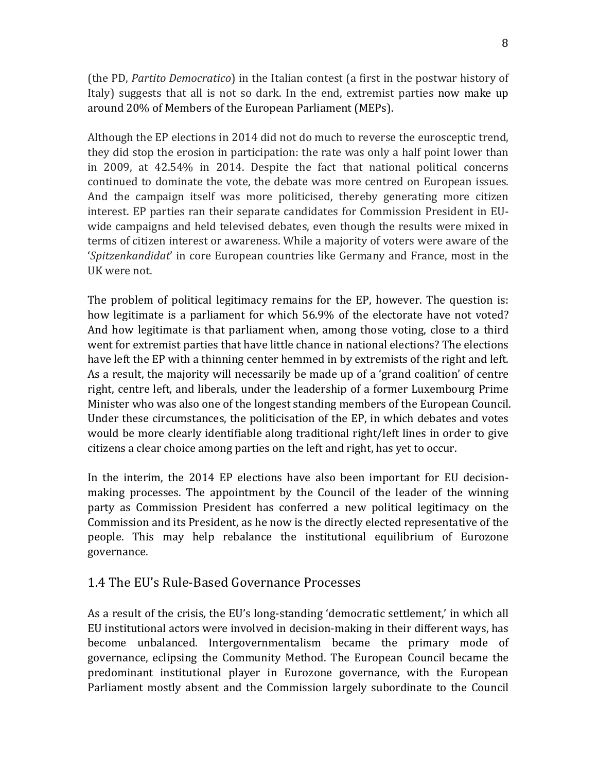(the PD, *Partito Democratico*) in the Italian contest (a first in the postwar history of Italy) suggests that all is not so dark. In the end, extremist parties now make up around 20% of Members of the European Parliament (MEPs).

Although the EP elections in 2014 did not do much to reverse the eurosceptic trend, they did stop the erosion in participation: the rate was only a half point lower than in 2009, at 42.54% in 2014. Despite the fact that national political concerns continued to dominate the vote, the debate was more centred on European issues. And the campaign itself was more politicised, thereby generating more citizen interest. EP parties ran their separate candidates for Commission President in EU-wide campaigns and held televised debates, even though the results were mixed in terms of citizen interest or awareness. While a majority of voters were aware of the '*Spitzenkandidat*' in core European countries like Germany and France, most in the UK were not.

The problem of political legitimacy remains for the EP, however. The question is: how legitimate is a parliament for which 56.9% of the electorate have not voted? And how legitimate is that parliament when, among those voting, close to a third went for extremist parties that have little chance in national elections? The elections have left the EP with a thinning center hemmed in by extremists of the right and left. As a result, the majority will necessarily be made up of a 'grand coalition' of centre right, centre left, and liberals, under the leadership of a former Luxembourg Prime Minister who was also one of the longest standing members of the European Council. Under these circumstances, the politicisation of the EP, in which debates and votes would be more clearly identifiable along traditional right/left lines in order to give citizens a clear choice among parties on the left and right, has yet to occur.

In the interim, the 2014 EP elections have also been important for EU decision-making processes. The appointment by the Council of the leader of the winning party as Commission President has conferred a new political legitimacy on the Commission and its President, as he now is the directly elected representative of the people. This may help rebalance the institutional equilibrium of Eurozone governance.

## 1.4 The EU's Rule-Based Governance Processes

As a result of the crisis, the EU's long-standing 'democratic settlement,' in which all EU institutional actors were involved in decision-making in their different ways, has become unbalanced. Intergovernmentalism became the primary mode of governance, eclipsing the Community Method. The European Council became the predominant institutional player in Eurozone governance, with the European Parliament mostly absent and the Commission largely subordinate to the Council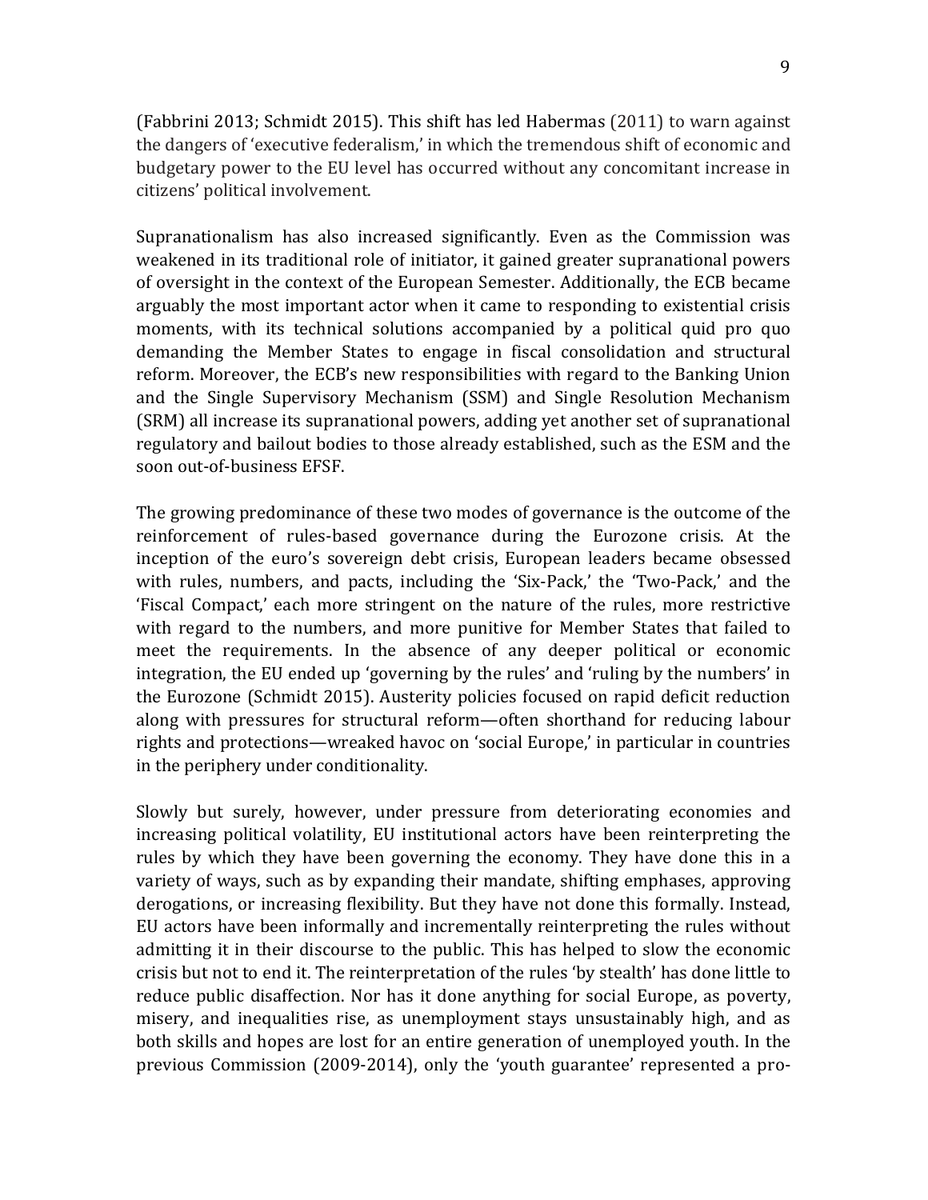(Fabbrini 2013; Schmidt 2015). This shift has led Habermas (2011) to warn against the dangers of 'executive federalism,' in which the tremendous shift of economic and budgetary power to the EU level has occurred without any concomitant increase in citizens' political involvement.

Supranationalism has also increased significantly. Even as the Commission was weakened in its traditional role of initiator, it gained greater supranational powers of oversight in the context of the European Semester. Additionally, the ECB became arguably the most important actor when it came to responding to existential crisis moments, with its technical solutions accompanied by a political quid pro quo demanding the Member States to engage in fiscal consolidation and structural reform. Moreover, the ECB's new responsibilities with regard to the Banking Union and the Single Supervisory Mechanism (SSM) and Single Resolution Mechanism (SRM) all increase its supranational powers, adding yet another set of supranational regulatory and bailout bodies to those already established, such as the ESM and the soon out-of-business EFSF.

The growing predominance of these two modes of governance is the outcome of the reinforcement of rules-based governance during the Eurozone crisis. At the inception of the euro's sovereign debt crisis, European leaders became obsessed with rules, numbers, and pacts, including the 'Six-Pack,' the 'Two-Pack,' and the 'Fiscal Compact,' each more stringent on the nature of the rules, more restrictive with regard to the numbers, and more punitive for Member States that failed to meet the requirements. In the absence of any deeper political or economic integration, the EU ended up 'governing by the rules' and 'ruling by the numbers' in the Eurozone (Schmidt 2015). Austerity policies focused on rapid deficit reduction along with pressures for structural reform—often shorthand for reducing labour rights and protections—wreaked havoc on 'social Europe,' in particular in countries in the periphery under conditionality.

Slowly but surely, however, under pressure from deteriorating economies and increasing political volatility, EU institutional actors have been reinterpreting the rules by which they have been governing the economy. They have done this in a variety of ways, such as by expanding their mandate, shifting emphases, approving derogations, or increasing flexibility. But they have not done this formally. Instead, EU actors have been informally and incrementally reinterpreting the rules without admitting it in their discourse to the public. This has helped to slow the economic crisis but not to end it. The reinterpretation of the rules 'by stealth' has done little to reduce public disaffection. Nor has it done anything for social Europe, as poverty, misery, and inequalities rise, as unemployment stays unsustainably high, and as both skills and hopes are lost for an entire generation of unemployed youth. In the previous Commission (2009-2014), only the 'youth guarantee' represented a pro-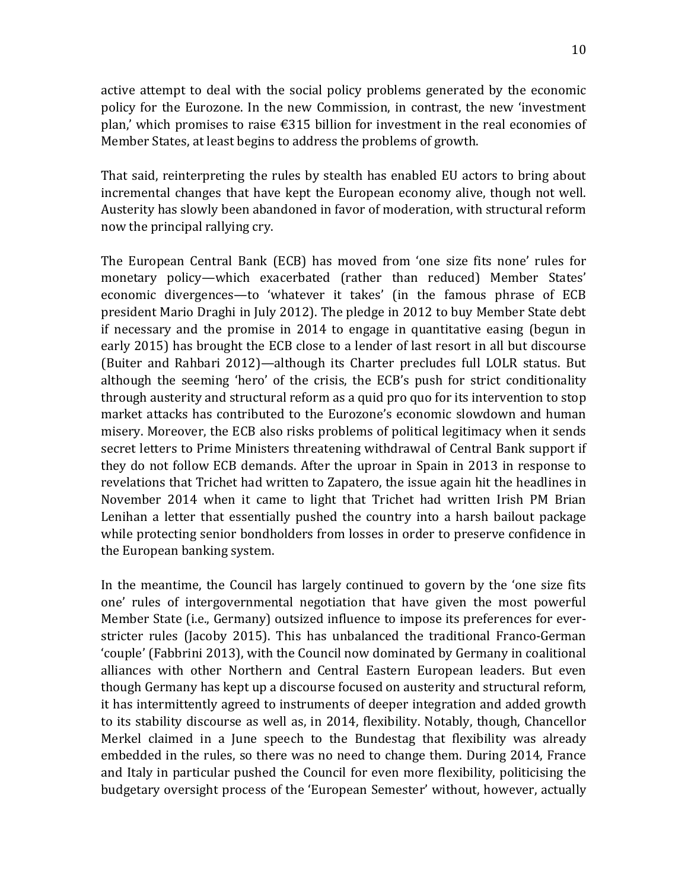active attempt to deal with the social policy problems generated by the economic policy for the Eurozone. In the new Commission, in contrast, the new 'investment plan,' which promises to raise €315 billion for investment in the real economies of Member States, at least begins to address the problems of growth.

That said, reinterpreting the rules by stealth has enabled EU actors to bring about incremental changes that have kept the European economy alive, though not well. Austerity has slowly been abandoned in favor of moderation, with structural reform now the principal rallying cry.

The European Central Bank (ECB) has moved from 'one size fits none' rules for monetary policy—which exacerbated (rather than reduced) Member States' economic divergences—to 'whatever it takes' (in the famous phrase of ECB president Mario Draghi in July 2012). The pledge in 2012 to buy Member State debt if necessary and the promise in 2014 to engage in quantitative easing (begun in early 2015) has brought the ECB close to a lender of last resort in all but discourse (Buiter and Rahbari 2012)—although its Charter precludes full LOLR status. But although the seeming 'hero' of the crisis, the ECB's push for strict conditionality through austerity and structural reform as a quid pro quo for its intervention to stop market attacks has contributed to the Eurozone's economic slowdown and human misery. Moreover, the ECB also risks problems of political legitimacy when it sends secret letters to Prime Ministers threatening withdrawal of Central Bank support if they do not follow ECB demands. After the uproar in Spain in 2013 in response to revelations that Trichet had written to Zapatero, the issue again hit the headlines in November 2014 when it came to light that Trichet had written Irish PM Brian Lenihan a letter that essentially pushed the country into a harsh bailout package while protecting senior bondholders from losses in order to preserve confidence in the European banking system.

In the meantime, the Council has largely continued to govern by the 'one size fits one' rules of intergovernmental negotiation that have given the most powerful Member State (i.e., Germany) outsized influence to impose its preferences for ever-stricter rules (Jacoby 2015). This has unbalanced the traditional Franco-German 'couple' (Fabbrini 2013), with the Council now dominated by Germany in coalitional alliances with other Northern and Central Eastern European leaders. But even though Germany has kept up a discourse focused on austerity and structural reform, it has intermittently agreed to instruments of deeper integration and added growth to its stability discourse as well as, in 2014, flexibility. Notably, though, Chancellor Merkel claimed in a June speech to the Bundestag that flexibility was already embedded in the rules, so there was no need to change them. During 2014, France and Italy in particular pushed the Council for even more flexibility, politicising the budgetary oversight process of the 'European Semester' without, however, actually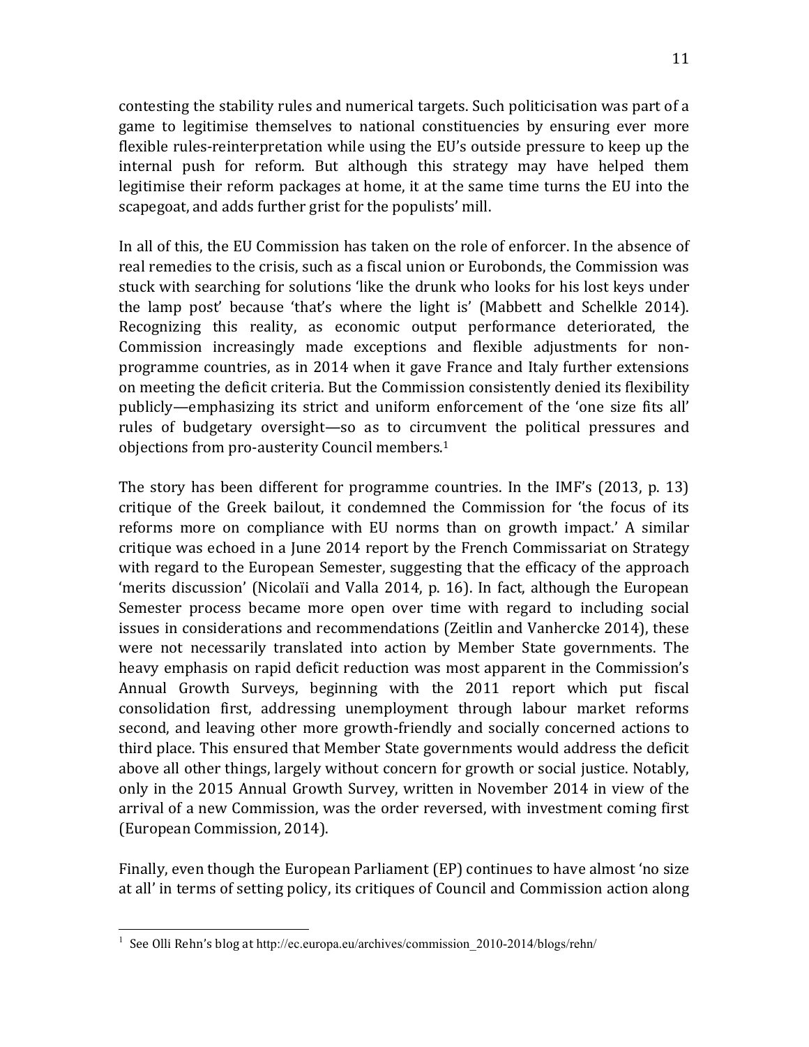contesting the stability rules and numerical targets. Such politicisation was part of a game to legitimise themselves to national constituencies by ensuring ever more flexible rules-reinterpretation while using the EU's outside pressure to keep up the internal push for reform. But although this strategy may have helped them legitimise their reform packages at home, it at the same time turns the EU into the scapegoat, and adds further grist for the populists' mill.

In all of this, the EU Commission has taken on the role of enforcer. In the absence of real remedies to the crisis, such as a fiscal union or Eurobonds, the Commission was stuck with searching for solutions 'like the drunk who looks for his lost keys under the lamp post' because 'that's where the light is' (Mabbett and Schelkle 2014). Recognizing this reality, as economic output performance deteriorated, the Commission increasingly made exceptions and flexible adjustments for non-programme countries, as in 2014 when it gave France and Italy further extensions on meeting the deficit criteria. But the Commission consistently denied its flexibility publicly—emphasizing its strict and uniform enforcement of the 'one size fits all' rules of budgetary oversight—so as to circumvent the political pressures and objections from pro-austerity Council members.[1]

The story has been different for programme countries. In the IMF's (2013, p. 13) critique of the Greek bailout, it condemned the Commission for 'the focus of its reforms more on compliance with EU norms than on growth impact.' A similar critique was echoed in a June 2014 report by the French Commissariat on Strategy with regard to the European Semester, suggesting that the efficacy of the approach 'merits discussion' (Nicolaïi and Valla 2014, p. 16). In fact, although the European Semester process became more open over time with regard to including social issues in considerations and recommendations (Zeitlin and Vanhercke 2014), these were not necessarily translated into action by Member State governments. The heavy emphasis on rapid deficit reduction was most apparent in the Commission's Annual Growth Surveys, beginning with the 2011 report which put fiscal consolidation first, addressing unemployment through labour market reforms second, and leaving other more growth-friendly and socially concerned actions to third place. This ensured that Member State governments would address the deficit above all other things, largely without concern for growth or social justice. Notably, only in the 2015 Annual Growth Survey, written in November 2014 in view of the arrival of a new Commission, was the order reversed, with investment coming first (European Commission, 2014).

Finally, even though the European Parliament (EP) continues to have almost 'no size at all' in terms of setting policy, its critiques of Council and Commission action along

---

[1] See Olli Rehn's blog at http://ec.europa.eu/archives/commission_2010-2014/blogs/rehn/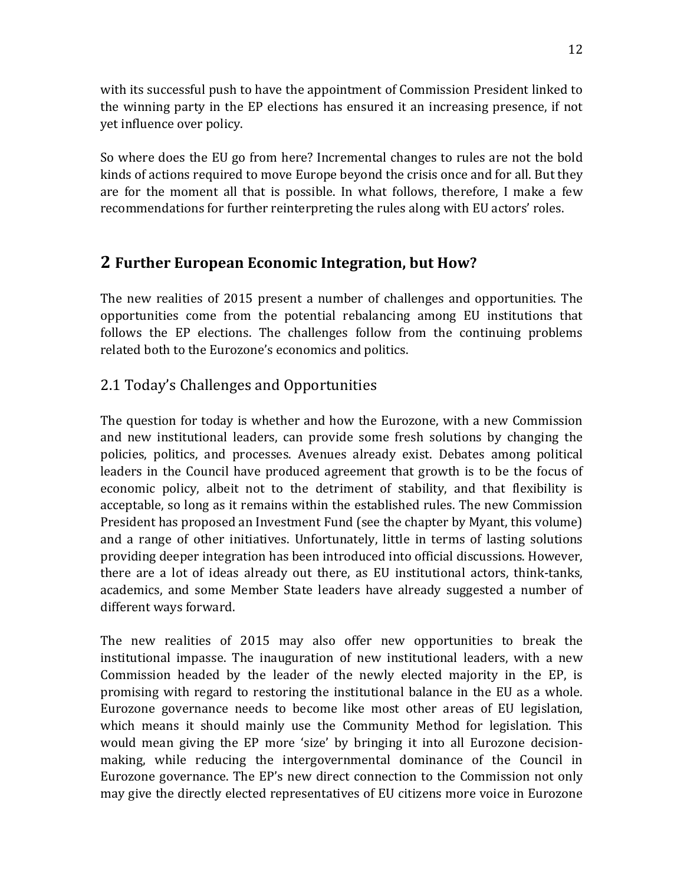with its successful push to have the appointment of Commission President linked to the winning party in the EP elections has ensured it an increasing presence, if not yet influence over policy.

So where does the EU go from here? Incremental changes to rules are not the bold kinds of actions required to move Europe beyond the crisis once and for all. But they are for the moment all that is possible. In what follows, therefore, I make a few recommendations for further reinterpreting the rules along with EU actors' roles.

## 2 Further European Economic Integration, but How?

The new realities of 2015 present a number of challenges and opportunities. The opportunities come from the potential rebalancing among EU institutions that follows the EP elections. The challenges follow from the continuing problems related both to the Eurozone's economics and politics.

### 2.1 Today's Challenges and Opportunities

The question for today is whether and how the Eurozone, with a new Commission and new institutional leaders, can provide some fresh solutions by changing the policies, politics, and processes. Avenues already exist. Debates among political leaders in the Council have produced agreement that growth is to be the focus of economic policy, albeit not to the detriment of stability, and that flexibility is acceptable, so long as it remains within the established rules. The new Commission President has proposed an Investment Fund (see the chapter by Myant, this volume) and a range of other initiatives. Unfortunately, little in terms of lasting solutions providing deeper integration has been introduced into official discussions. However, there are a lot of ideas already out there, as EU institutional actors, think-tanks, academics, and some Member State leaders have already suggested a number of different ways forward.

The new realities of 2015 may also offer new opportunities to break the institutional impasse. The inauguration of new institutional leaders, with a new Commission headed by the leader of the newly elected majority in the EP, is promising with regard to restoring the institutional balance in the EU as a whole. Eurozone governance needs to become like most other areas of EU legislation, which means it should mainly use the Community Method for legislation. This would mean giving the EP more 'size' by bringing it into all Eurozone decision-making, while reducing the intergovernmental dominance of the Council in Eurozone governance. The EP's new direct connection to the Commission not only may give the directly elected representatives of EU citizens more voice in Eurozone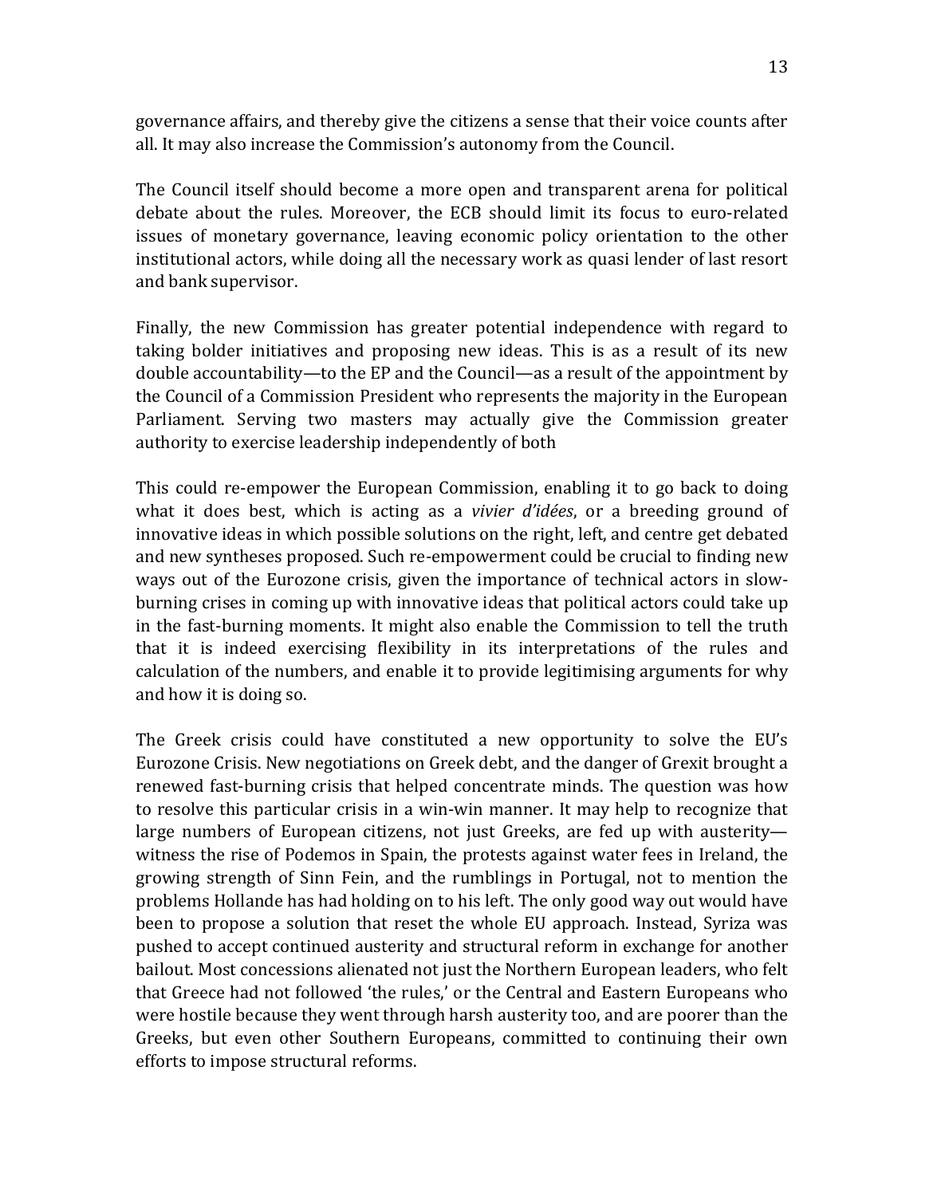governance affairs, and thereby give the citizens a sense that their voice counts after all. It may also increase the Commission's autonomy from the Council.

The Council itself should become a more open and transparent arena for political debate about the rules. Moreover, the ECB should limit its focus to euro-related issues of monetary governance, leaving economic policy orientation to the other institutional actors, while doing all the necessary work as quasi lender of last resort and bank supervisor.

Finally, the new Commission has greater potential independence with regard to taking bolder initiatives and proposing new ideas. This is as a result of its new double accountability—to the EP and the Council—as a result of the appointment by the Council of a Commission President who represents the majority in the European Parliament. Serving two masters may actually give the Commission greater authority to exercise leadership independently of both

This could re-empower the European Commission, enabling it to go back to doing what it does best, which is acting as a *vivier d'idées*, or a breeding ground of innovative ideas in which possible solutions on the right, left, and centre get debated and new syntheses proposed. Such re-empowerment could be crucial to finding new ways out of the Eurozone crisis, given the importance of technical actors in slow-burning crises in coming up with innovative ideas that political actors could take up in the fast-burning moments. It might also enable the Commission to tell the truth that it is indeed exercising flexibility in its interpretations of the rules and calculation of the numbers, and enable it to provide legitimising arguments for why and how it is doing so.

The Greek crisis could have constituted a new opportunity to solve the EU's Eurozone Crisis. New negotiations on Greek debt, and the danger of Grexit brought a renewed fast-burning crisis that helped concentrate minds. The question was how to resolve this particular crisis in a win-win manner. It may help to recognize that large numbers of European citizens, not just Greeks, are fed up with austerity—witness the rise of Podemos in Spain, the protests against water fees in Ireland, the growing strength of Sinn Fein, and the rumblings in Portugal, not to mention the problems Hollande has had holding on to his left. The only good way out would have been to propose a solution that reset the whole EU approach. Instead, Syriza was pushed to accept continued austerity and structural reform in exchange for another bailout. Most concessions alienated not just the Northern European leaders, who felt that Greece had not followed 'the rules,' or the Central and Eastern Europeans who were hostile because they went through harsh austerity too, and are poorer than the Greeks, but even other Southern Europeans, committed to continuing their own efforts to impose structural reforms.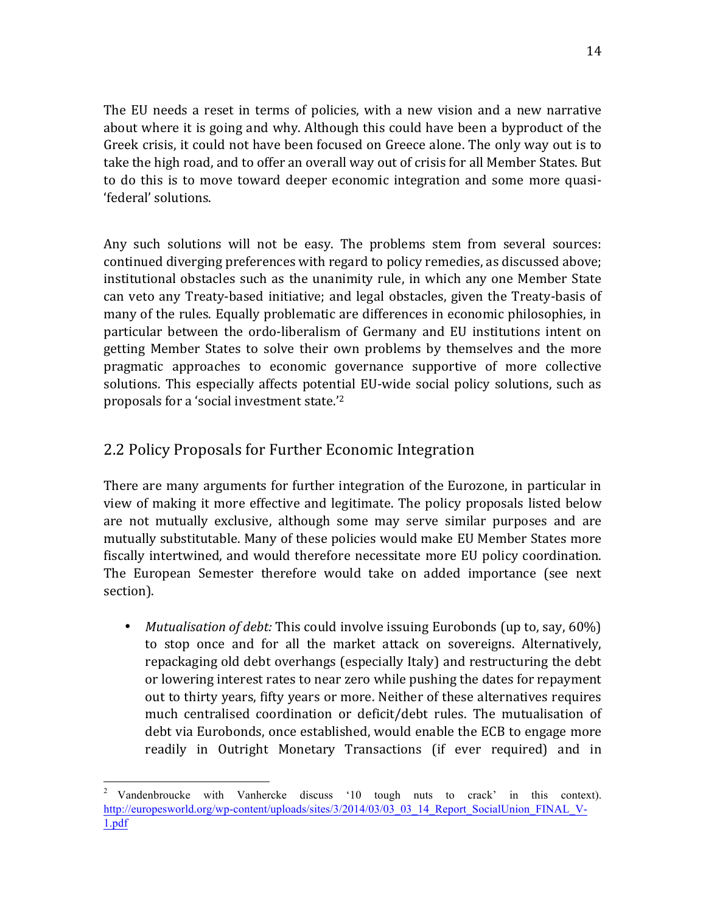The EU needs a reset in terms of policies, with a new vision and a new narrative about where it is going and why. Although this could have been a byproduct of the Greek crisis, it could not have been focused on Greece alone. The only way out is to take the high road, and to offer an overall way out of crisis for all Member States. But to do this is to move toward deeper economic integration and some more quasi-'federal' solutions.

Any such solutions will not be easy. The problems stem from several sources: continued diverging preferences with regard to policy remedies, as discussed above; institutional obstacles such as the unanimity rule, in which any one Member State can veto any Treaty-based initiative; and legal obstacles, given the Treaty-basis of many of the rules. Equally problematic are differences in economic philosophies, in particular between the ordo-liberalism of Germany and EU institutions intent on getting Member States to solve their own problems by themselves and the more pragmatic approaches to economic governance supportive of more collective solutions. This especially affects potential EU-wide social policy solutions, such as proposals for a 'social investment state.'[2]

## 2.2 Policy Proposals for Further Economic Integration

There are many arguments for further integration of the Eurozone, in particular in view of making it more effective and legitimate. The policy proposals listed below are not mutually exclusive, although some may serve similar purposes and are mutually substitutable. Many of these policies would make EU Member States more fiscally intertwined, and would therefore necessitate more EU policy coordination. The European Semester therefore would take on added importance (see next section).

- *Mutualisation of debt:* This could involve issuing Eurobonds (up to, say, 60%) to stop once and for all the market attack on sovereigns. Alternatively, repackaging old debt overhangs (especially Italy) and restructuring the debt or lowering interest rates to near zero while pushing the dates for repayment out to thirty years, fifty years or more. Neither of these alternatives requires much centralised coordination or deficit/debt rules. The mutualisation of debt via Eurobonds, once established, would enable the ECB to engage more readily in Outright Monetary Transactions (if ever required) and in

---

[2] Vandenbroucke with Vanhercke discuss '10 tough nuts to crack' in this context). http://europesworld.org/wp-content/uploads/sites/3/2014/03/03_03_14_Report_SocialUnion_FINAL_V-1.pdf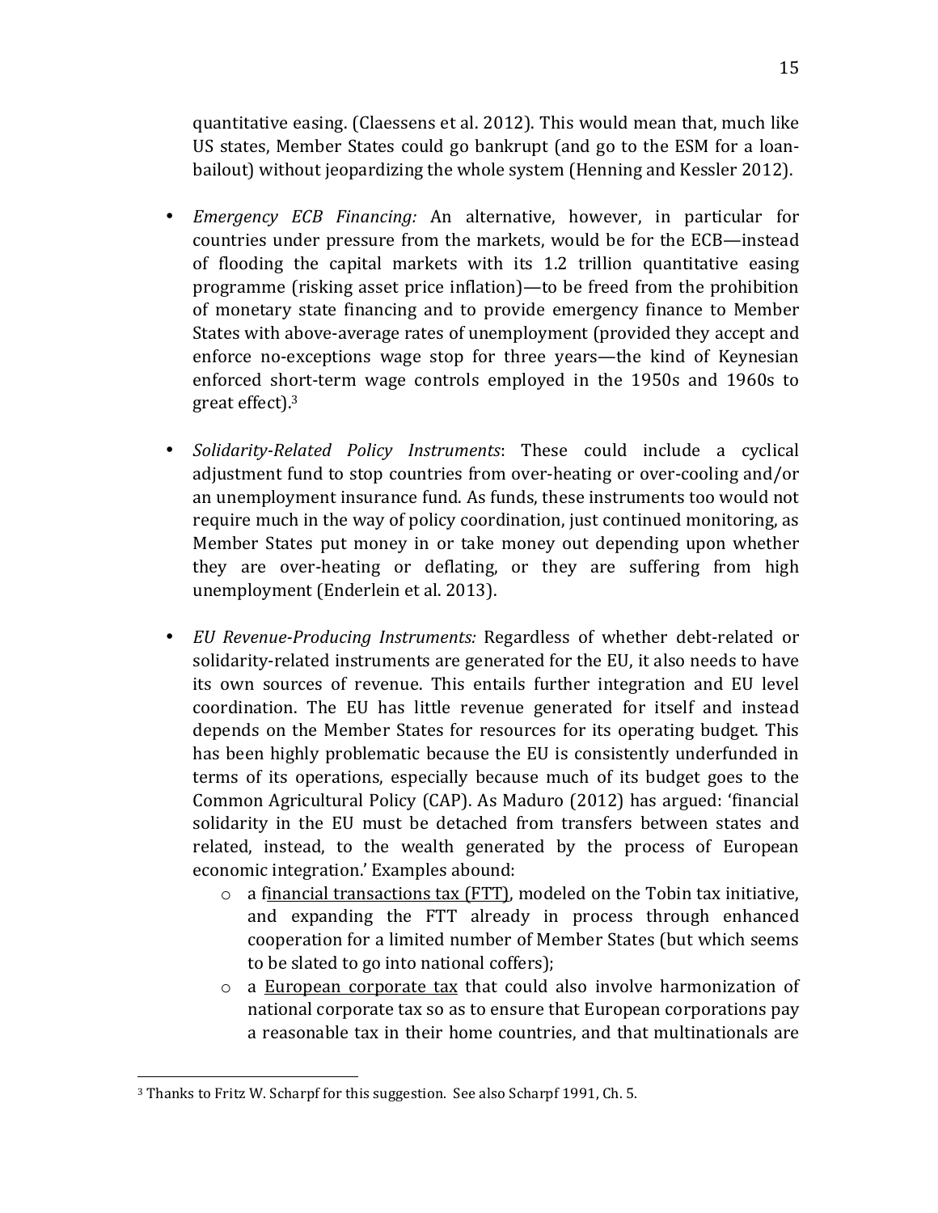quantitative easing. (Claessens et al. 2012). This would mean that, much like US states, Member States could go bankrupt (and go to the ESM for a loan-bailout) without jeopardizing the whole system (Henning and Kessler 2012).

- *Emergency ECB Financing:* An alternative, however, in particular for countries under pressure from the markets, would be for the ECB—instead of flooding the capital markets with its 1.2 trillion quantitative easing programme (risking asset price inflation)—to be freed from the prohibition of monetary state financing and to provide emergency finance to Member States with above-average rates of unemployment (provided they accept and enforce no-exceptions wage stop for three years—the kind of Keynesian enforced short-term wage controls employed in the 1950s and 1960s to great effect).[3]

- *Solidarity-Related Policy Instruments*: These could include a cyclical adjustment fund to stop countries from over-heating or over-cooling and/or an unemployment insurance fund. As funds, these instruments too would not require much in the way of policy coordination, just continued monitoring, as Member States put money in or take money out depending upon whether they are over-heating or deflating, or they are suffering from high unemployment (Enderlein et al. 2013).

- *EU Revenue-Producing Instruments:* Regardless of whether debt-related or solidarity-related instruments are generated for the EU, it also needs to have its own sources of revenue. This entails further integration and EU level coordination. The EU has little revenue generated for itself and instead depends on the Member States for resources for its operating budget. This has been highly problematic because the EU is consistently underfunded in terms of its operations, especially because much of its budget goes to the Common Agricultural Policy (CAP). As Maduro (2012) has argued: 'financial solidarity in the EU must be detached from transfers between states and related, instead, to the wealth generated by the process of European economic integration.' Examples abound:
  - a financial transactions tax (FTT), modeled on the Tobin tax initiative, and expanding the FTT already in process through enhanced cooperation for a limited number of Member States (but which seems to be slated to go into national coffers);
  - a European corporate tax that could also involve harmonization of national corporate tax so as to ensure that European corporations pay a reasonable tax in their home countries, and that multinationals are

[3] Thanks to Fritz W. Scharpf for this suggestion. See also Scharpf 1991, Ch. 5.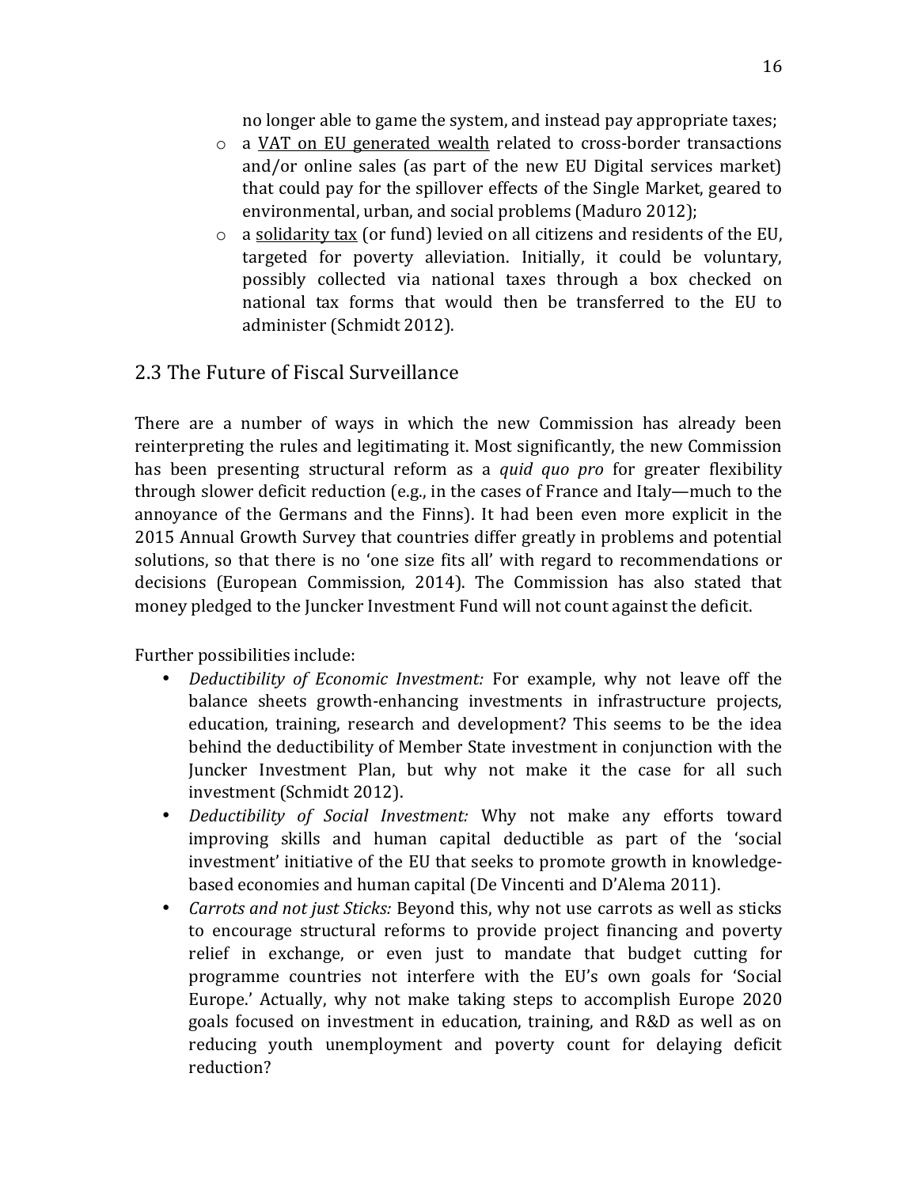no longer able to game the system, and instead pay appropriate taxes;

- a <u>VAT on EU generated wealth</u> related to cross-border transactions and/or online sales (as part of the new EU Digital services market) that could pay for the spillover effects of the Single Market, geared to environmental, urban, and social problems (Maduro 2012);
- a <u>solidarity tax</u> (or fund) levied on all citizens and residents of the EU, targeted for poverty alleviation. Initially, it could be voluntary, possibly collected via national taxes through a box checked on national tax forms that would then be transferred to the EU to administer (Schmidt 2012).

## 2.3 The Future of Fiscal Surveillance

There are a number of ways in which the new Commission has already been reinterpreting the rules and legitimating it. Most significantly, the new Commission has been presenting structural reform as a *quid quo pro* for greater flexibility through slower deficit reduction (e.g., in the cases of France and Italy—much to the annoyance of the Germans and the Finns). It had been even more explicit in the 2015 Annual Growth Survey that countries differ greatly in problems and potential solutions, so that there is no 'one size fits all' with regard to recommendations or decisions (European Commission, 2014). The Commission has also stated that money pledged to the Juncker Investment Fund will not count against the deficit.

Further possibilities include:

- *Deductibility of Economic Investment:* For example, why not leave off the balance sheets growth-enhancing investments in infrastructure projects, education, training, research and development? This seems to be the idea behind the deductibility of Member State investment in conjunction with the Juncker Investment Plan, but why not make it the case for all such investment (Schmidt 2012).
- *Deductibility of Social Investment:* Why not make any efforts toward improving skills and human capital deductible as part of the 'social investment' initiative of the EU that seeks to promote growth in knowledge-based economies and human capital (De Vincenti and D'Alema 2011).
- *Carrots and not just Sticks:* Beyond this, why not use carrots as well as sticks to encourage structural reforms to provide project financing and poverty relief in exchange, or even just to mandate that budget cutting for programme countries not interfere with the EU's own goals for 'Social Europe.' Actually, why not make taking steps to accomplish Europe 2020 goals focused on investment in education, training, and R&D as well as on reducing youth unemployment and poverty count for delaying deficit reduction?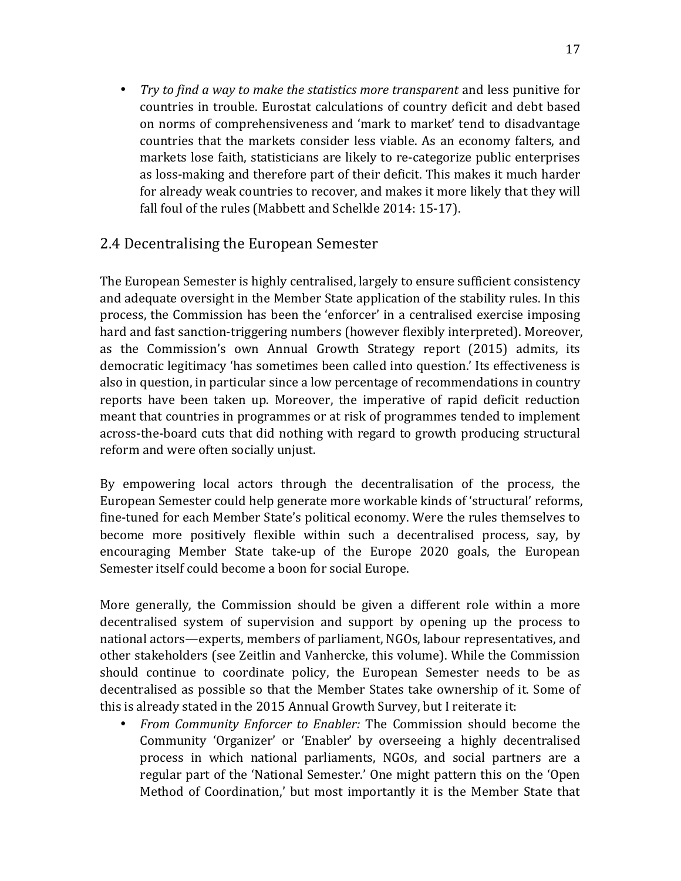- *Try to find a way to make the statistics more transparent* and less punitive for countries in trouble. Eurostat calculations of country deficit and debt based on norms of comprehensiveness and 'mark to market' tend to disadvantage countries that the markets consider less viable. As an economy falters, and markets lose faith, statisticians are likely to re-categorize public enterprises as loss-making and therefore part of their deficit. This makes it much harder for already weak countries to recover, and makes it more likely that they will fall foul of the rules (Mabbett and Schelkle 2014: 15-17).

## 2.4 Decentralising the European Semester

The European Semester is highly centralised, largely to ensure sufficient consistency and adequate oversight in the Member State application of the stability rules. In this process, the Commission has been the 'enforcer' in a centralised exercise imposing hard and fast sanction-triggering numbers (however flexibly interpreted). Moreover, as the Commission's own Annual Growth Strategy report (2015) admits, its democratic legitimacy 'has sometimes been called into question.' Its effectiveness is also in question, in particular since a low percentage of recommendations in country reports have been taken up. Moreover, the imperative of rapid deficit reduction meant that countries in programmes or at risk of programmes tended to implement across-the-board cuts that did nothing with regard to growth producing structural reform and were often socially unjust.

By empowering local actors through the decentralisation of the process, the European Semester could help generate more workable kinds of 'structural' reforms, fine-tuned for each Member State's political economy. Were the rules themselves to become more positively flexible within such a decentralised process, say, by encouraging Member State take-up of the Europe 2020 goals, the European Semester itself could become a boon for social Europe.

More generally, the Commission should be given a different role within a more decentralised system of supervision and support by opening up the process to national actors—experts, members of parliament, NGOs, labour representatives, and other stakeholders (see Zeitlin and Vanhercke, this volume). While the Commission should continue to coordinate policy, the European Semester needs to be as decentralised as possible so that the Member States take ownership of it. Some of this is already stated in the 2015 Annual Growth Survey, but I reiterate it:

- *From Community Enforcer to Enabler:* The Commission should become the Community 'Organizer' or 'Enabler' by overseeing a highly decentralised process in which national parliaments, NGOs, and social partners are a regular part of the 'National Semester.' One might pattern this on the 'Open Method of Coordination,' but most importantly it is the Member State that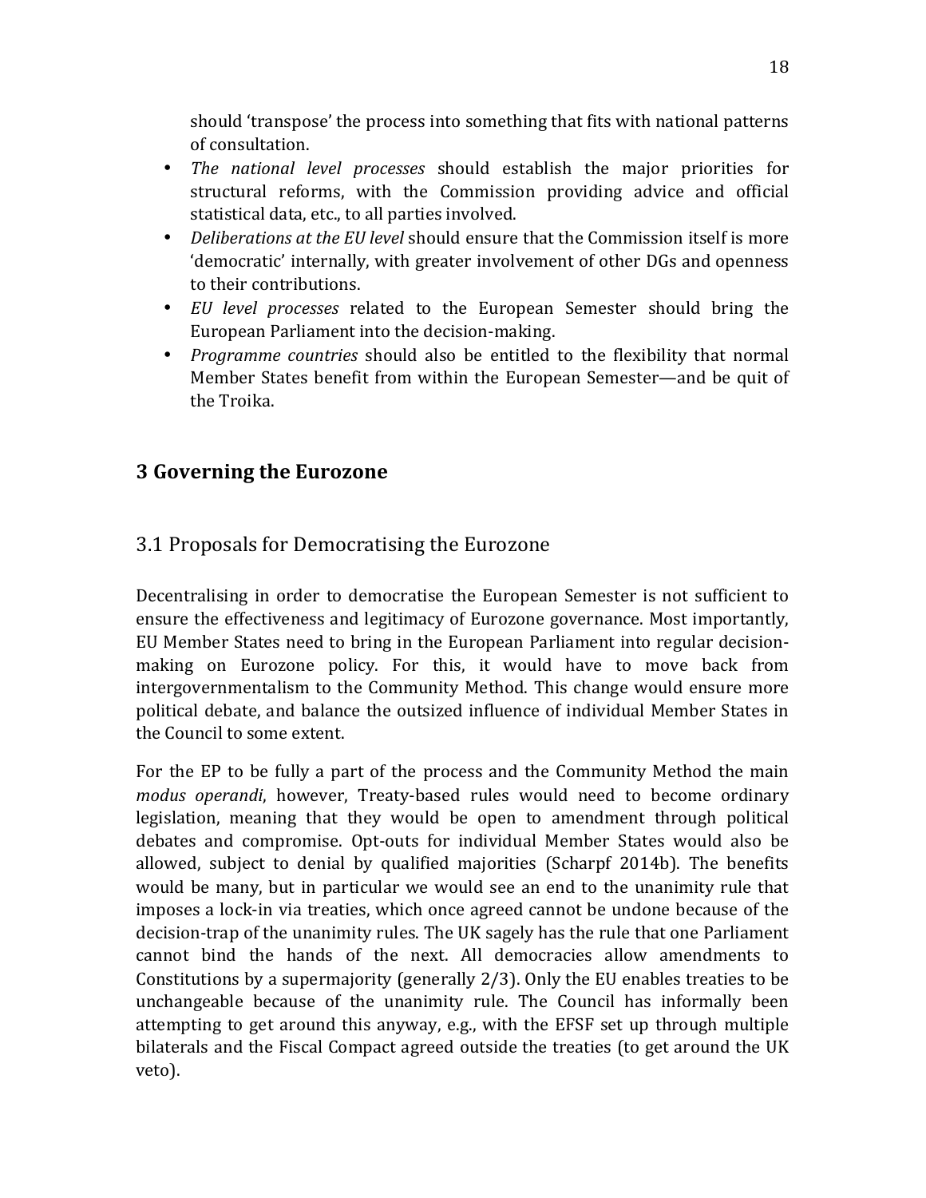should 'transpose' the process into something that fits with national patterns of consultation.

- *The national level processes* should establish the major priorities for structural reforms, with the Commission providing advice and official statistical data, etc., to all parties involved.
- *Deliberations at the EU level* should ensure that the Commission itself is more 'democratic' internally, with greater involvement of other DGs and openness to their contributions.
- *EU level processes* related to the European Semester should bring the European Parliament into the decision-making.
- *Programme countries* should also be entitled to the flexibility that normal Member States benefit from within the European Semester—and be quit of the Troika.

## 3 Governing the Eurozone

### 3.1 Proposals for Democratising the Eurozone

Decentralising in order to democratise the European Semester is not sufficient to ensure the effectiveness and legitimacy of Eurozone governance. Most importantly, EU Member States need to bring in the European Parliament into regular decision-making on Eurozone policy. For this, it would have to move back from intergovernmentalism to the Community Method. This change would ensure more political debate, and balance the outsized influence of individual Member States in the Council to some extent.

For the EP to be fully a part of the process and the Community Method the main *modus operandi*, however, Treaty-based rules would need to become ordinary legislation, meaning that they would be open to amendment through political debates and compromise. Opt-outs for individual Member States would also be allowed, subject to denial by qualified majorities (Scharpf 2014b). The benefits would be many, but in particular we would see an end to the unanimity rule that imposes a lock-in via treaties, which once agreed cannot be undone because of the decision-trap of the unanimity rules. The UK sagely has the rule that one Parliament cannot bind the hands of the next. All democracies allow amendments to Constitutions by a supermajority (generally 2/3). Only the EU enables treaties to be unchangeable because of the unanimity rule. The Council has informally been attempting to get around this anyway, e.g., with the EFSF set up through multiple bilaterals and the Fiscal Compact agreed outside the treaties (to get around the UK veto).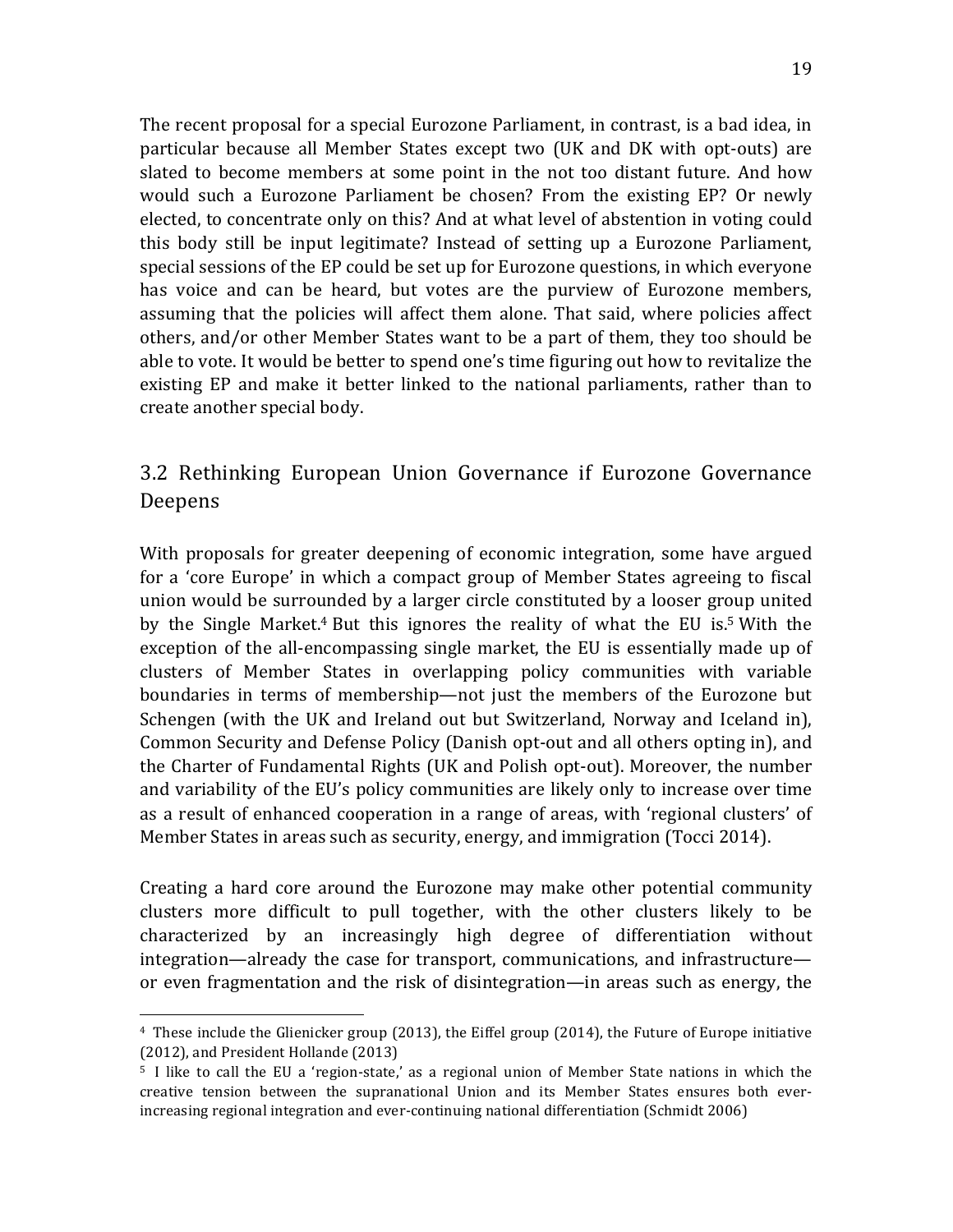The recent proposal for a special Eurozone Parliament, in contrast, is a bad idea, in particular because all Member States except two (UK and DK with opt-outs) are slated to become members at some point in the not too distant future. And how would such a Eurozone Parliament be chosen? From the existing EP? Or newly elected, to concentrate only on this? And at what level of abstention in voting could this body still be input legitimate? Instead of setting up a Eurozone Parliament, special sessions of the EP could be set up for Eurozone questions, in which everyone has voice and can be heard, but votes are the purview of Eurozone members, assuming that the policies will affect them alone. That said, where policies affect others, and/or other Member States want to be a part of them, they too should be able to vote. It would be better to spend one's time figuring out how to revitalize the existing EP and make it better linked to the national parliaments, rather than to create another special body.

## 3.2 Rethinking European Union Governance if Eurozone Governance Deepens

With proposals for greater deepening of economic integration, some have argued for a 'core Europe' in which a compact group of Member States agreeing to fiscal union would be surrounded by a larger circle constituted by a looser group united by the Single Market.[4] But this ignores the reality of what the EU is.[5] With the exception of the all-encompassing single market, the EU is essentially made up of clusters of Member States in overlapping policy communities with variable boundaries in terms of membership—not just the members of the Eurozone but Schengen (with the UK and Ireland out but Switzerland, Norway and Iceland in), Common Security and Defense Policy (Danish opt-out and all others opting in), and the Charter of Fundamental Rights (UK and Polish opt-out). Moreover, the number and variability of the EU's policy communities are likely only to increase over time as a result of enhanced cooperation in a range of areas, with 'regional clusters' of Member States in areas such as security, energy, and immigration (Tocci 2014).

Creating a hard core around the Eurozone may make other potential community clusters more difficult to pull together, with the other clusters likely to be characterized by an increasingly high degree of differentiation without integration—already the case for transport, communications, and infrastructure—or even fragmentation and the risk of disintegration—in areas such as energy, the

---

[4] These include the Glienicker group (2013), the Eiffel group (2014), the Future of Europe initiative (2012), and President Hollande (2013)

[5] I like to call the EU a 'region-state,' as a regional union of Member State nations in which the creative tension between the supranational Union and its Member States ensures both ever-increasing regional integration and ever-continuing national differentiation (Schmidt 2006)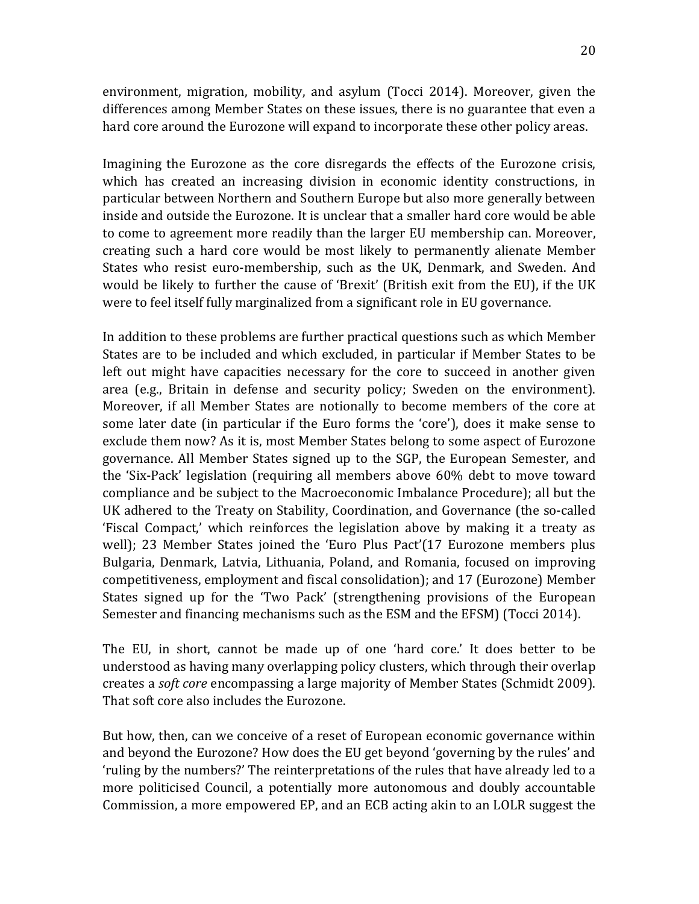environment, migration, mobility, and asylum (Tocci 2014). Moreover, given the differences among Member States on these issues, there is no guarantee that even a hard core around the Eurozone will expand to incorporate these other policy areas.

Imagining the Eurozone as the core disregards the effects of the Eurozone crisis, which has created an increasing division in economic identity constructions, in particular between Northern and Southern Europe but also more generally between inside and outside the Eurozone. It is unclear that a smaller hard core would be able to come to agreement more readily than the larger EU membership can. Moreover, creating such a hard core would be most likely to permanently alienate Member States who resist euro-membership, such as the UK, Denmark, and Sweden. And would be likely to further the cause of 'Brexit' (British exit from the EU), if the UK were to feel itself fully marginalized from a significant role in EU governance.

In addition to these problems are further practical questions such as which Member States are to be included and which excluded, in particular if Member States to be left out might have capacities necessary for the core to succeed in another given area (e.g., Britain in defense and security policy; Sweden on the environment). Moreover, if all Member States are notionally to become members of the core at some later date (in particular if the Euro forms the 'core'), does it make sense to exclude them now? As it is, most Member States belong to some aspect of Eurozone governance. All Member States signed up to the SGP, the European Semester, and the 'Six-Pack' legislation (requiring all members above 60% debt to move toward compliance and be subject to the Macroeconomic Imbalance Procedure); all but the UK adhered to the Treaty on Stability, Coordination, and Governance (the so-called 'Fiscal Compact,' which reinforces the legislation above by making it a treaty as well); 23 Member States joined the 'Euro Plus Pact'(17 Eurozone members plus Bulgaria, Denmark, Latvia, Lithuania, Poland, and Romania, focused on improving competitiveness, employment and fiscal consolidation); and 17 (Eurozone) Member States signed up for the 'Two Pack' (strengthening provisions of the European Semester and financing mechanisms such as the ESM and the EFSM) (Tocci 2014).

The EU, in short, cannot be made up of one 'hard core.' It does better to be understood as having many overlapping policy clusters, which through their overlap creates a *soft core* encompassing a large majority of Member States (Schmidt 2009). That soft core also includes the Eurozone.

But how, then, can we conceive of a reset of European economic governance within and beyond the Eurozone? How does the EU get beyond 'governing by the rules' and 'ruling by the numbers?' The reinterpretations of the rules that have already led to a more politicised Council, a potentially more autonomous and doubly accountable Commission, a more empowered EP, and an ECB acting akin to an LOLR suggest the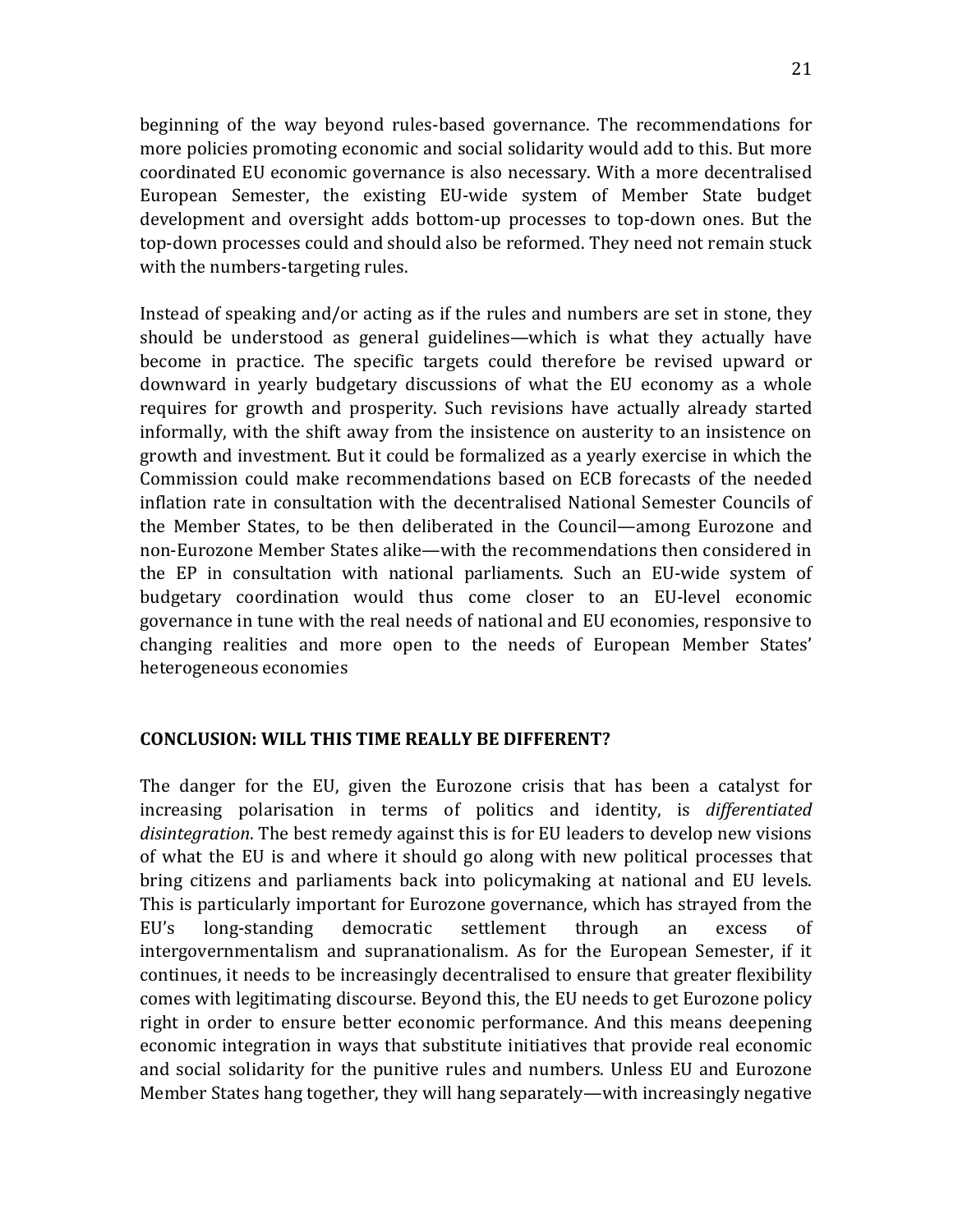beginning of the way beyond rules-based governance. The recommendations for more policies promoting economic and social solidarity would add to this. But more coordinated EU economic governance is also necessary. With a more decentralised European Semester, the existing EU-wide system of Member State budget development and oversight adds bottom-up processes to top-down ones. But the top-down processes could and should also be reformed. They need not remain stuck with the numbers-targeting rules.

Instead of speaking and/or acting as if the rules and numbers are set in stone, they should be understood as general guidelines—which is what they actually have become in practice. The specific targets could therefore be revised upward or downward in yearly budgetary discussions of what the EU economy as a whole requires for growth and prosperity. Such revisions have actually already started informally, with the shift away from the insistence on austerity to an insistence on growth and investment. But it could be formalized as a yearly exercise in which the Commission could make recommendations based on ECB forecasts of the needed inflation rate in consultation with the decentralised National Semester Councils of the Member States, to be then deliberated in the Council—among Eurozone and non-Eurozone Member States alike—with the recommendations then considered in the EP in consultation with national parliaments. Such an EU-wide system of budgetary coordination would thus come closer to an EU-level economic governance in tune with the real needs of national and EU economies, responsive to changing realities and more open to the needs of European Member States' heterogeneous economies

## CONCLUSION: WILL THIS TIME REALLY BE DIFFERENT?

The danger for the EU, given the Eurozone crisis that has been a catalyst for increasing polarisation in terms of politics and identity, is *differentiated disintegration*. The best remedy against this is for EU leaders to develop new visions of what the EU is and where it should go along with new political processes that bring citizens and parliaments back into policymaking at national and EU levels. This is particularly important for Eurozone governance, which has strayed from the EU's long-standing democratic settlement through an excess of intergovernmentalism and supranationalism. As for the European Semester, if it continues, it needs to be increasingly decentralised to ensure that greater flexibility comes with legitimating discourse. Beyond this, the EU needs to get Eurozone policy right in order to ensure better economic performance. And this means deepening economic integration in ways that substitute initiatives that provide real economic and social solidarity for the punitive rules and numbers. Unless EU and Eurozone Member States hang together, they will hang separately—with increasingly negative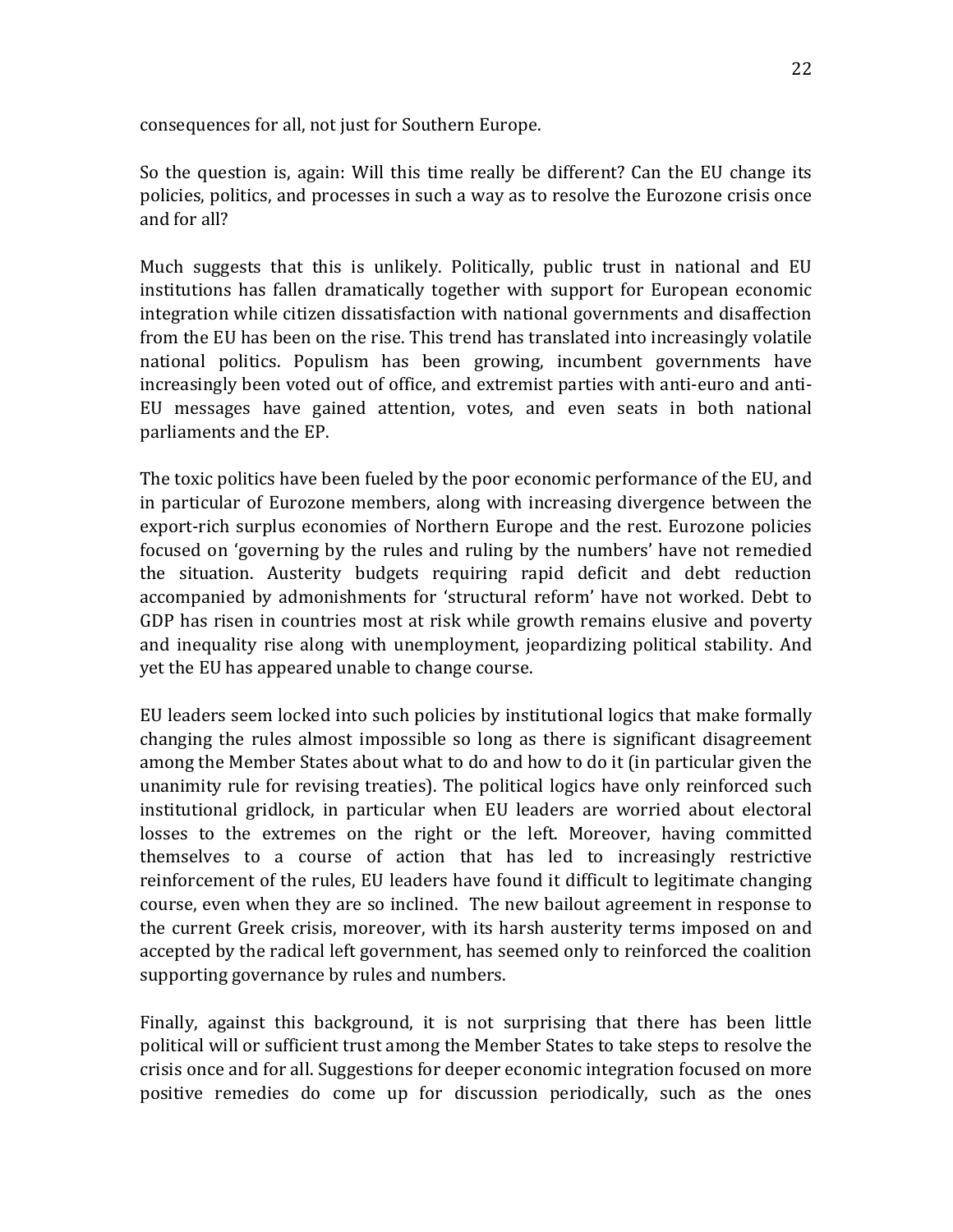consequences for all, not just for Southern Europe.

So the question is, again: Will this time really be different? Can the EU change its policies, politics, and processes in such a way as to resolve the Eurozone crisis once and for all?

Much suggests that this is unlikely. Politically, public trust in national and EU institutions has fallen dramatically together with support for European economic integration while citizen dissatisfaction with national governments and disaffection from the EU has been on the rise. This trend has translated into increasingly volatile national politics. Populism has been growing, incumbent governments have increasingly been voted out of office, and extremist parties with anti-euro and anti-EU messages have gained attention, votes, and even seats in both national parliaments and the EP.

The toxic politics have been fueled by the poor economic performance of the EU, and in particular of Eurozone members, along with increasing divergence between the export-rich surplus economies of Northern Europe and the rest. Eurozone policies focused on 'governing by the rules and ruling by the numbers' have not remedied the situation. Austerity budgets requiring rapid deficit and debt reduction accompanied by admonishments for 'structural reform' have not worked. Debt to GDP has risen in countries most at risk while growth remains elusive and poverty and inequality rise along with unemployment, jeopardizing political stability. And yet the EU has appeared unable to change course.

EU leaders seem locked into such policies by institutional logics that make formally changing the rules almost impossible so long as there is significant disagreement among the Member States about what to do and how to do it (in particular given the unanimity rule for revising treaties). The political logics have only reinforced such institutional gridlock, in particular when EU leaders are worried about electoral losses to the extremes on the right or the left. Moreover, having committed themselves to a course of action that has led to increasingly restrictive reinforcement of the rules, EU leaders have found it difficult to legitimate changing course, even when they are so inclined. The new bailout agreement in response to the current Greek crisis, moreover, with its harsh austerity terms imposed on and accepted by the radical left government, has seemed only to reinforced the coalition supporting governance by rules and numbers.

Finally, against this background, it is not surprising that there has been little political will or sufficient trust among the Member States to take steps to resolve the crisis once and for all. Suggestions for deeper economic integration focused on more positive remedies do come up for discussion periodically, such as the ones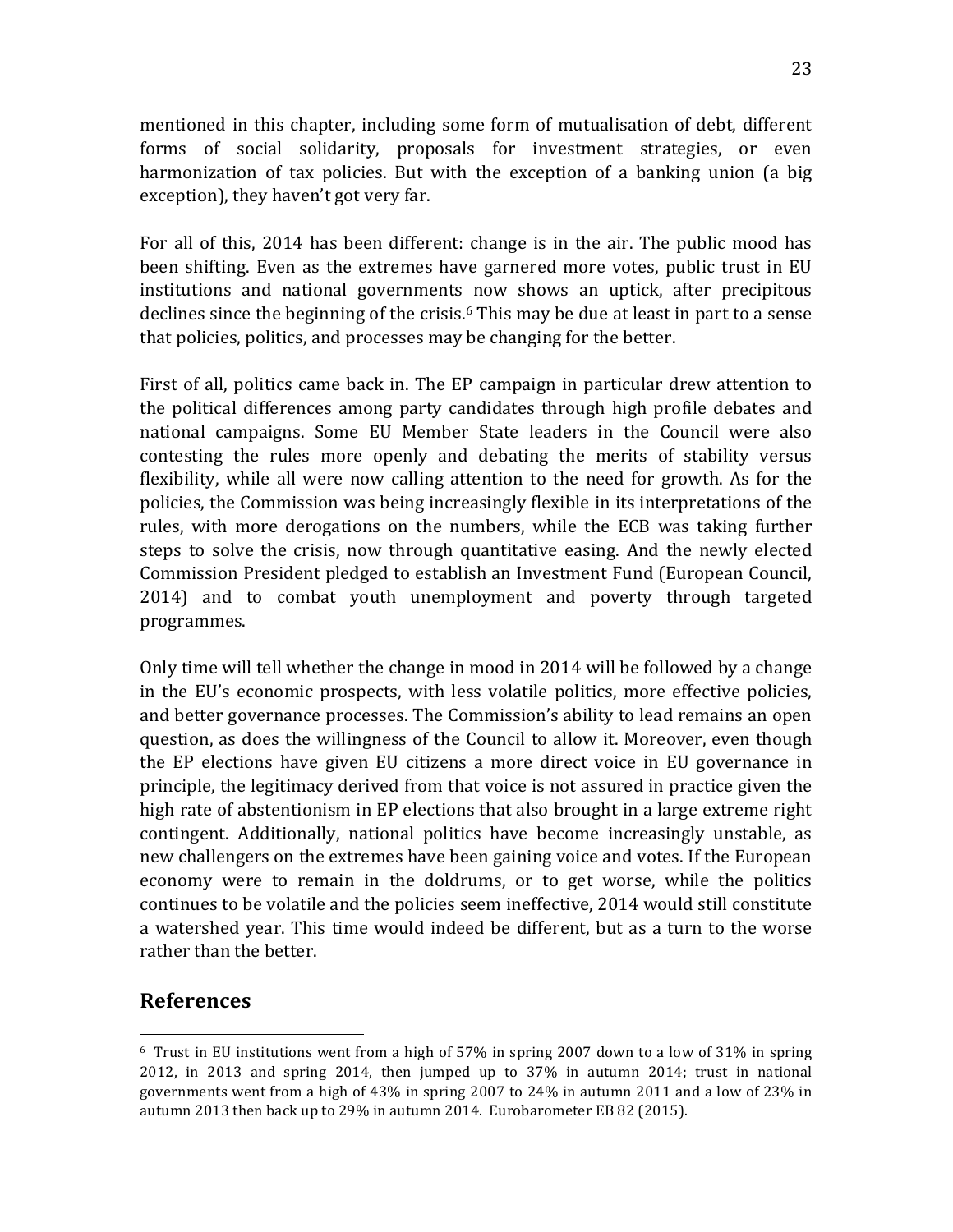mentioned in this chapter, including some form of mutualisation of debt, different forms of social solidarity, proposals for investment strategies, or even harmonization of tax policies. But with the exception of a banking union (a big exception), they haven't got very far.

For all of this, 2014 has been different: change is in the air. The public mood has been shifting. Even as the extremes have garnered more votes, public trust in EU institutions and national governments now shows an uptick, after precipitous declines since the beginning of the crisis.[6] This may be due at least in part to a sense that policies, politics, and processes may be changing for the better.

First of all, politics came back in. The EP campaign in particular drew attention to the political differences among party candidates through high profile debates and national campaigns. Some EU Member State leaders in the Council were also contesting the rules more openly and debating the merits of stability versus flexibility, while all were now calling attention to the need for growth. As for the policies, the Commission was being increasingly flexible in its interpretations of the rules, with more derogations on the numbers, while the ECB was taking further steps to solve the crisis, now through quantitative easing. And the newly elected Commission President pledged to establish an Investment Fund (European Council, 2014) and to combat youth unemployment and poverty through targeted programmes.

Only time will tell whether the change in mood in 2014 will be followed by a change in the EU's economic prospects, with less volatile politics, more effective policies, and better governance processes. The Commission's ability to lead remains an open question, as does the willingness of the Council to allow it. Moreover, even though the EP elections have given EU citizens a more direct voice in EU governance in principle, the legitimacy derived from that voice is not assured in practice given the high rate of abstentionism in EP elections that also brought in a large extreme right contingent. Additionally, national politics have become increasingly unstable, as new challengers on the extremes have been gaining voice and votes. If the European economy were to remain in the doldrums, or to get worse, while the politics continues to be volatile and the policies seem ineffective, 2014 would still constitute a watershed year. This time would indeed be different, but as a turn to the worse rather than the better.

## References

[6] Trust in EU institutions went from a high of 57% in spring 2007 down to a low of 31% in spring 2012, in 2013 and spring 2014, then jumped up to 37% in autumn 2014; trust in national governments went from a high of 43% in spring 2007 to 24% in autumn 2011 and a low of 23% in autumn 2013 then back up to 29% in autumn 2014. Eurobarometer EB 82 (2015).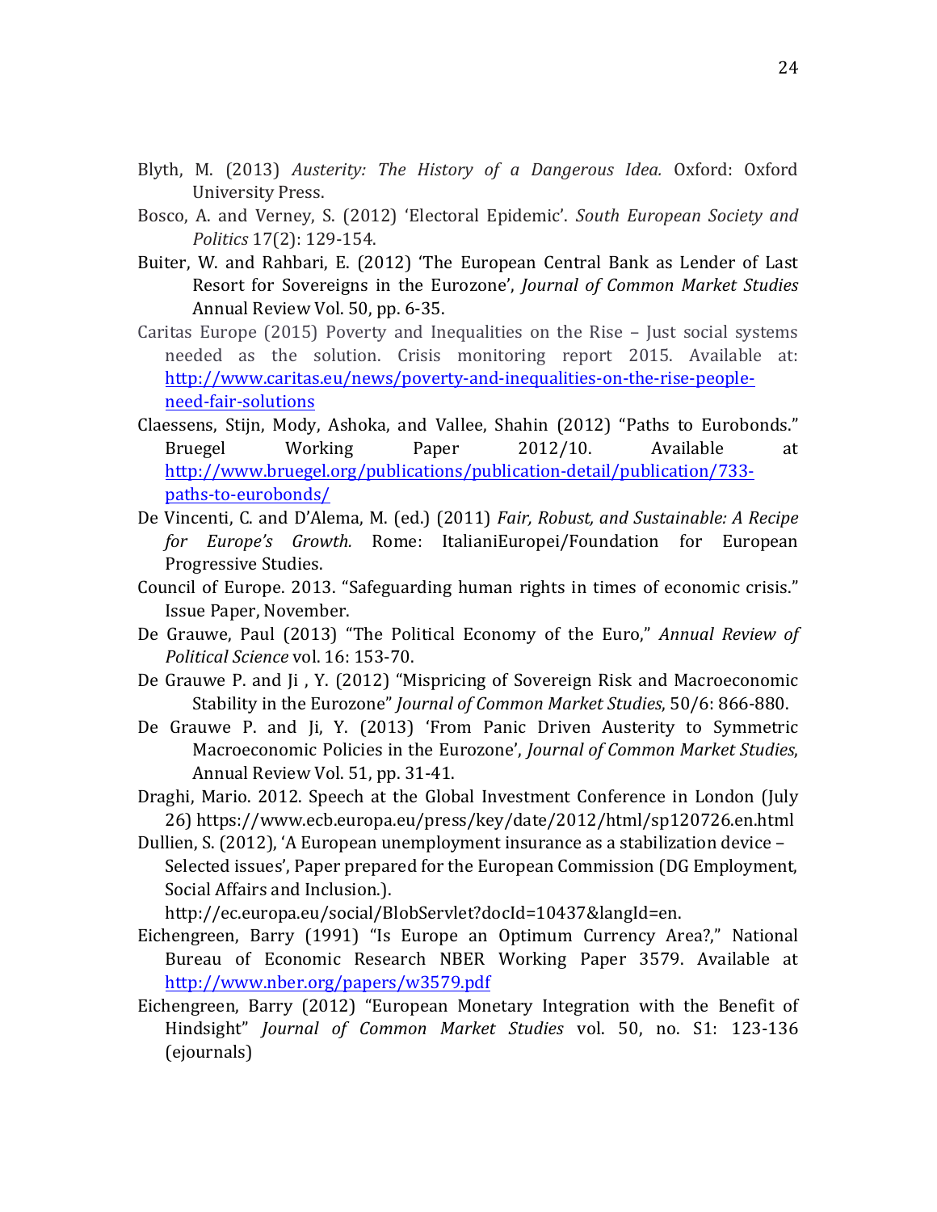Blyth, M. (2013) *Austerity: The History of a Dangerous Idea.* Oxford: Oxford University Press.

Bosco, A. and Verney, S. (2012) 'Electoral Epidemic'. *South European Society and Politics* 17(2): 129-154.

Buiter, W. and Rahbari, E. (2012) 'The European Central Bank as Lender of Last Resort for Sovereigns in the Eurozone', *Journal of Common Market Studies* Annual Review Vol. 50, pp. 6-35.

Caritas Europe (2015) Poverty and Inequalities on the Rise – Just social systems needed as the solution. Crisis monitoring report 2015. Available at: http://www.caritas.eu/news/poverty-and-inequalities-on-the-rise-people-need-fair-solutions

Claessens, Stijn, Mody, Ashoka, and Vallee, Shahin (2012) "Paths to Eurobonds." Bruegel Working Paper 2012/10. Available at http://www.bruegel.org/publications/publication-detail/publication/733-paths-to-eurobonds/

De Vincenti, C. and D'Alema, M. (ed.) (2011) *Fair, Robust, and Sustainable: A Recipe for Europe's Growth.* Rome: ItalianiEuropei/Foundation for European Progressive Studies.

Council of Europe. 2013. "Safeguarding human rights in times of economic crisis." Issue Paper, November.

De Grauwe, Paul (2013) "The Political Economy of the Euro," *Annual Review of Political Science* vol. 16: 153-70.

De Grauwe P. and Ji , Y. (2012) "Mispricing of Sovereign Risk and Macroeconomic Stability in the Eurozone" *Journal of Common Market Studies*, 50/6: 866-880.

De Grauwe P. and Ji, Y. (2013) 'From Panic Driven Austerity to Symmetric Macroeconomic Policies in the Eurozone', *Journal of Common Market Studies*, Annual Review Vol. 51, pp. 31-41.

Draghi, Mario. 2012. Speech at the Global Investment Conference in London (July 26) https://www.ecb.europa.eu/press/key/date/2012/html/sp120726.en.html

Dullien, S. (2012), 'A European unemployment insurance as a stabilization device – Selected issues', Paper prepared for the European Commission (DG Employment, Social Affairs and Inclusion.). http://ec.europa.eu/social/BlobServlet?docId=10437&langId=en.

Eichengreen, Barry (1991) "Is Europe an Optimum Currency Area?," National Bureau of Economic Research NBER Working Paper 3579. Available at http://www.nber.org/papers/w3579.pdf

Eichengreen, Barry (2012) "European Monetary Integration with the Benefit of Hindsight" *Journal of Common Market Studies* vol. 50, no. S1: 123-136 (ejournals)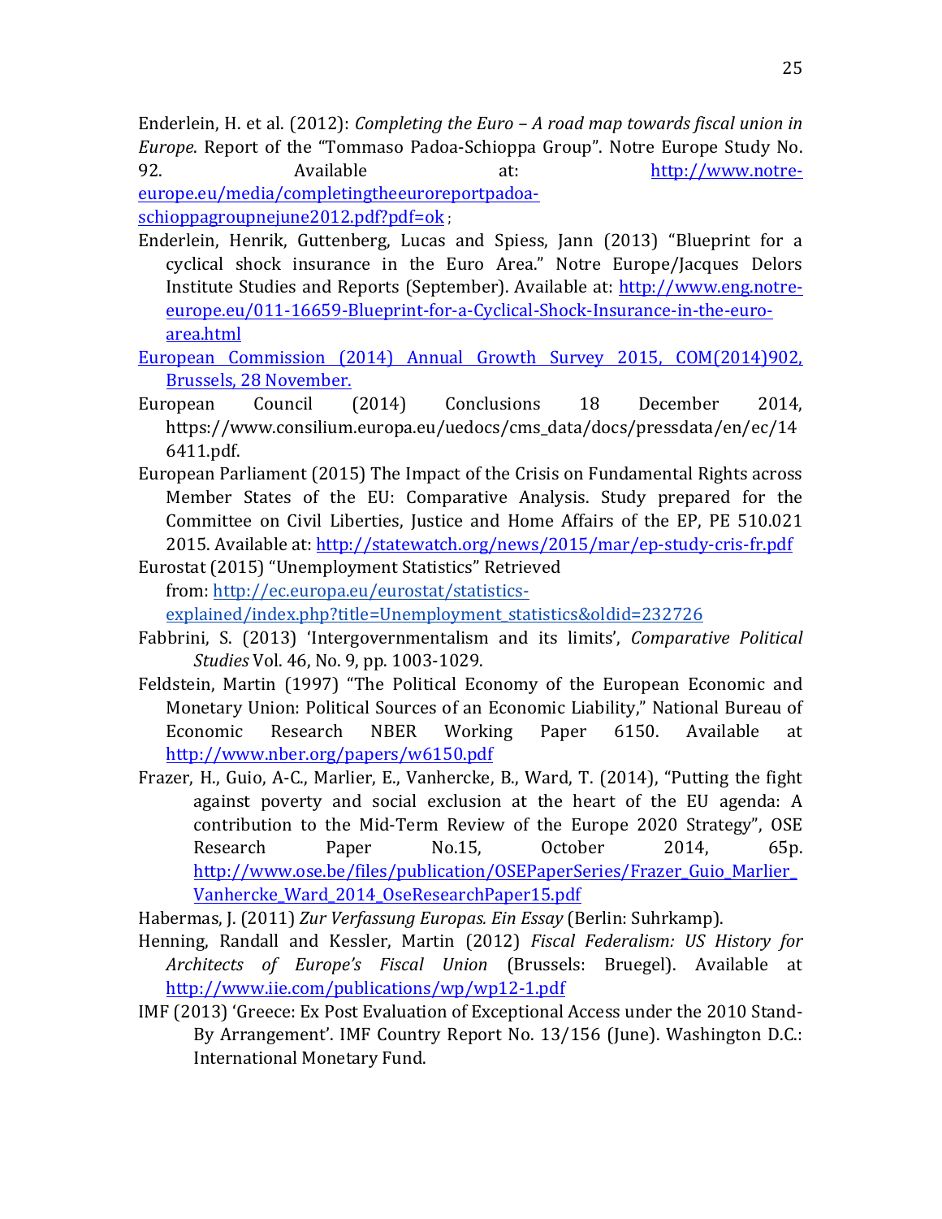Enderlein, H. et al. (2012): *Completing the Euro – A road map towards fiscal union in Europe*. Report of the "Tommaso Padoa-Schioppa Group". Notre Europe Study No. 92. Available at: http://www.notre-europe.eu/media/completingtheeuroreportpadoa-schioppagroupnejune2012.pdf?pdf=ok ;

Enderlein, Henrik, Guttenberg, Lucas and Spiess, Jann (2013) "Blueprint for a cyclical shock insurance in the Euro Area." Notre Europe/Jacques Delors Institute Studies and Reports (September). Available at: http://www.eng.notre-europe.eu/011-16659-Blueprint-for-a-Cyclical-Shock-Insurance-in-the-euro-area.html

European Commission (2014) Annual Growth Survey 2015, COM(2014)902, Brussels, 28 November.

European Council (2014) Conclusions 18 December 2014, https://www.consilium.europa.eu/uedocs/cms_data/docs/pressdata/en/ec/146411.pdf.

European Parliament (2015) The Impact of the Crisis on Fundamental Rights across Member States of the EU: Comparative Analysis. Study prepared for the Committee on Civil Liberties, Justice and Home Affairs of the EP, PE 510.021 2015. Available at: http://statewatch.org/news/2015/mar/ep-study-cris-fr.pdf

Eurostat (2015) "Unemployment Statistics" Retrieved from: http://ec.europa.eu/eurostat/statistics-explained/index.php?title=Unemployment_statistics&oldid=232726

Fabbrini, S. (2013) 'Intergovernmentalism and its limits', *Comparative Political Studies* Vol. 46, No. 9, pp. 1003-1029.

Feldstein, Martin (1997) "The Political Economy of the European Economic and Monetary Union: Political Sources of an Economic Liability," National Bureau of Economic Research NBER Working Paper 6150. Available at http://www.nber.org/papers/w6150.pdf

Frazer, H., Guio, A-C., Marlier, E., Vanhercke, B., Ward, T. (2014), "Putting the fight against poverty and social exclusion at the heart of the EU agenda: A contribution to the Mid-Term Review of the Europe 2020 Strategy", OSE Research Paper No.15, October 2014, 65p. http://www.ose.be/files/publication/OSEPaperSeries/Frazer_Guio_Marlier_Vanhercke_Ward_2014_OseResearchPaper15.pdf

Habermas, J. (2011) *Zur Verfassung Europas. Ein Essay* (Berlin: Suhrkamp).

Henning, Randall and Kessler, Martin (2012) *Fiscal Federalism: US History for Architects of Europe's Fiscal Union* (Brussels: Bruegel). Available at http://www.iie.com/publications/wp/wp12-1.pdf

IMF (2013) 'Greece: Ex Post Evaluation of Exceptional Access under the 2010 Stand-By Arrangement'. IMF Country Report No. 13/156 (June). Washington D.C.: International Monetary Fund.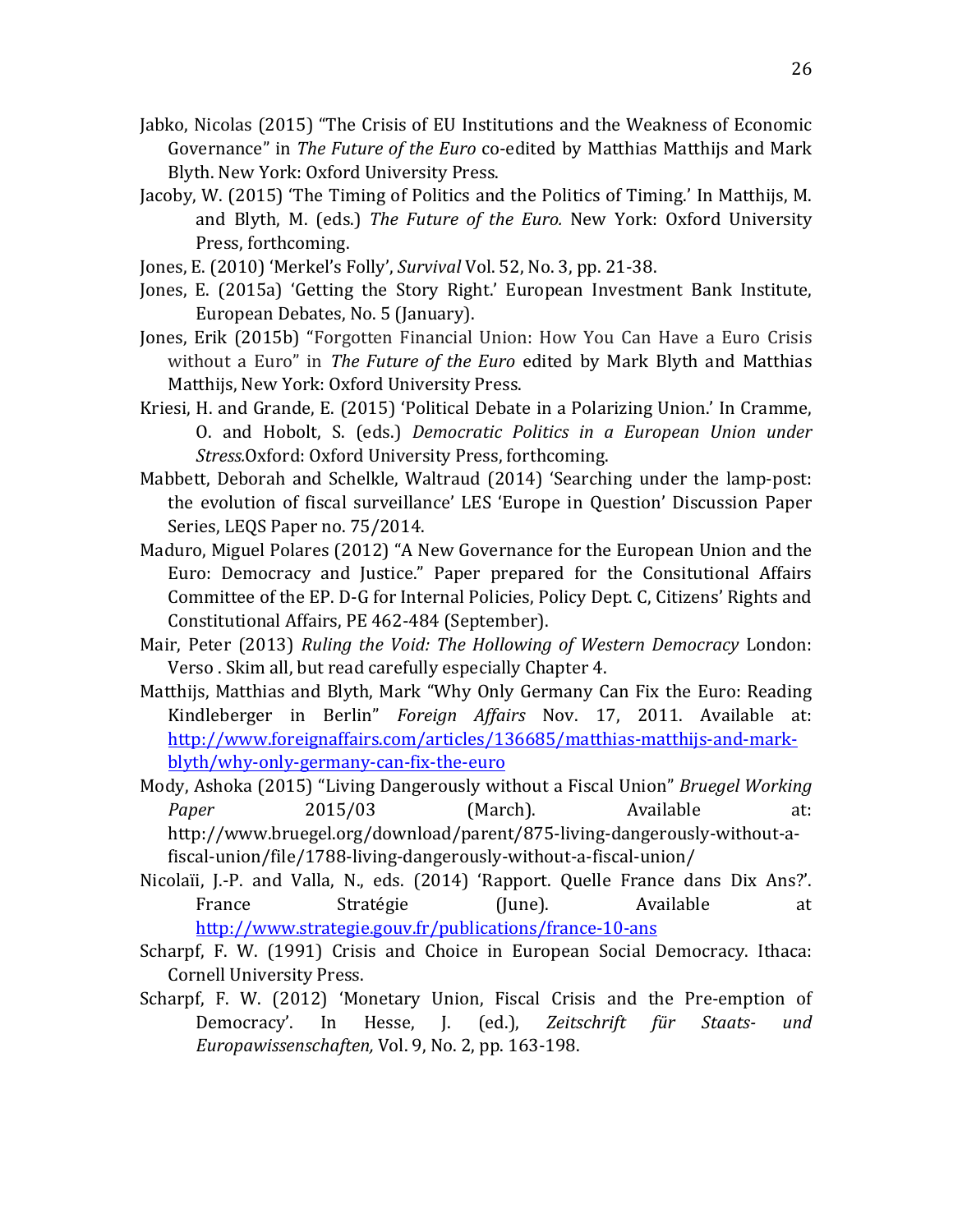Jabko, Nicolas (2015) "The Crisis of EU Institutions and the Weakness of Economic Governance" in *The Future of the Euro* co-edited by Matthias Matthijs and Mark Blyth. New York: Oxford University Press.

Jacoby, W. (2015) 'The Timing of Politics and the Politics of Timing.' In Matthijs, M. and Blyth, M. (eds.) *The Future of the Euro.* New York: Oxford University Press, forthcoming.

Jones, E. (2010) 'Merkel's Folly', *Survival* Vol. 52, No. 3, pp. 21-38.

Jones, E. (2015a) 'Getting the Story Right.' European Investment Bank Institute, European Debates, No. 5 (January).

Jones, Erik (2015b) "Forgotten Financial Union: How You Can Have a Euro Crisis without a Euro" in *The Future of the Euro* edited by Mark Blyth and Matthias Matthijs, New York: Oxford University Press.

Kriesi, H. and Grande, E. (2015) 'Political Debate in a Polarizing Union.' In Cramme, O. and Hobolt, S. (eds.) *Democratic Politics in a European Union under Stress.*Oxford: Oxford University Press, forthcoming.

Mabbett, Deborah and Schelkle, Waltraud (2014) 'Searching under the lamp-post: the evolution of fiscal surveillance' LES 'Europe in Question' Discussion Paper Series, LEQS Paper no. 75/2014.

Maduro, Miguel Polares (2012) "A New Governance for the European Union and the Euro: Democracy and Justice." Paper prepared for the Consitutional Affairs Committee of the EP. D-G for Internal Policies, Policy Dept. C, Citizens' Rights and Constitutional Affairs, PE 462-484 (September).

Mair, Peter (2013) *Ruling the Void: The Hollowing of Western Democracy* London: Verso . Skim all, but read carefully especially Chapter 4.

Matthijs, Matthias and Blyth, Mark "Why Only Germany Can Fix the Euro: Reading Kindleberger in Berlin" *Foreign Affairs* Nov. 17, 2011. Available at: http://www.foreignaffairs.com/articles/136685/matthias-matthijs-and-mark-blyth/why-only-germany-can-fix-the-euro

Mody, Ashoka (2015) "Living Dangerously without a Fiscal Union" *Bruegel Working Paper* 2015/03 (March). Available at: http://www.bruegel.org/download/parent/875-living-dangerously-without-a-fiscal-union/file/1788-living-dangerously-without-a-fiscal-union/

Nicolaïi, J.-P. and Valla, N., eds. (2014) 'Rapport. Quelle France dans Dix Ans?'. France Stratégie (June). Available at http://www.strategie.gouv.fr/publications/france-10-ans

Scharpf, F. W. (1991) Crisis and Choice in European Social Democracy. Ithaca: Cornell University Press.

Scharpf, F. W. (2012) 'Monetary Union, Fiscal Crisis and the Pre-emption of Democracy'. In Hesse, J. (ed.), *Zeitschrift für Staats- und Europawissenschaften,* Vol. 9, No. 2, pp. 163-198.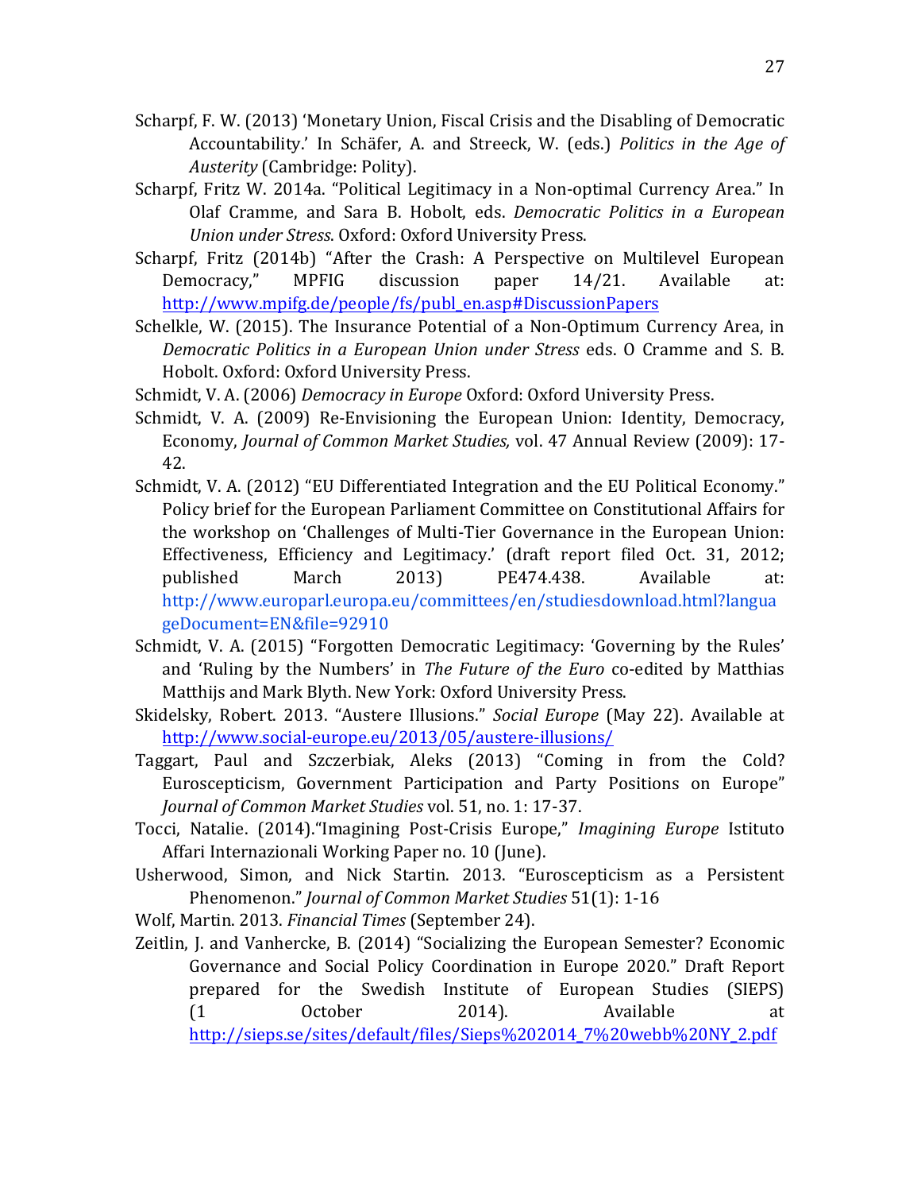Scharpf, F. W. (2013) 'Monetary Union, Fiscal Crisis and the Disabling of Democratic Accountability.' In Schäfer, A. and Streeck, W. (eds.) *Politics in the Age of Austerity* (Cambridge: Polity).

Scharpf, Fritz W. 2014a. "Political Legitimacy in a Non-optimal Currency Area." In Olaf Cramme, and Sara B. Hobolt, eds. *Democratic Politics in a European Union under Stress*. Oxford: Oxford University Press.

Scharpf, Fritz (2014b) "After the Crash: A Perspective on Multilevel European Democracy," MPFIG discussion paper 14/21. Available at: http://www.mpifg.de/people/fs/publ_en.asp#DiscussionPapers

Schelkle, W. (2015). The Insurance Potential of a Non-Optimum Currency Area, in *Democratic Politics in a European Union under Stress* eds. O Cramme and S. B. Hobolt. Oxford: Oxford University Press.

Schmidt, V. A. (2006) *Democracy in Europe* Oxford: Oxford University Press.

Schmidt, V. A. (2009) Re-Envisioning the European Union: Identity, Democracy, Economy, *Journal of Common Market Studies,* vol. 47 Annual Review (2009): 17-42.

Schmidt, V. A. (2012) "EU Differentiated Integration and the EU Political Economy." Policy brief for the European Parliament Committee on Constitutional Affairs for the workshop on 'Challenges of Multi-Tier Governance in the European Union: Effectiveness, Efficiency and Legitimacy.' (draft report filed Oct. 31, 2012; published March 2013) PE474.438. Available at: http://www.europarl.europa.eu/committees/en/studiesdownload.html?languageDocument=EN&file=92910

Schmidt, V. A. (2015) "Forgotten Democratic Legitimacy: 'Governing by the Rules' and 'Ruling by the Numbers' in *The Future of the Euro* co-edited by Matthias Matthijs and Mark Blyth. New York: Oxford University Press.

Skidelsky, Robert. 2013. "Austere Illusions." *Social Europe* (May 22). Available at http://www.social-europe.eu/2013/05/austere-illusions/

Taggart, Paul and Szczerbiak, Aleks (2013) "Coming in from the Cold? Euroscepticism, Government Participation and Party Positions on Europe" *Journal of Common Market Studies* vol. 51, no. 1: 17-37.

Tocci, Natalie. (2014)."Imagining Post-Crisis Europe," *Imagining Europe* Istituto Affari Internazionali Working Paper no. 10 (June).

Usherwood, Simon, and Nick Startin. 2013. "Euroscepticism as a Persistent Phenomenon." *Journal of Common Market Studies* 51(1): 1-16

Wolf, Martin. 2013. *Financial Times* (September 24).

Zeitlin, J. and Vanhercke, B. (2014) "Socializing the European Semester? Economic Governance and Social Policy Coordination in Europe 2020." Draft Report prepared for the Swedish Institute of European Studies (SIEPS) (1 October 2014). Available at http://sieps.se/sites/default/files/Sieps%202014_7%20webb%20NY_2.pdf